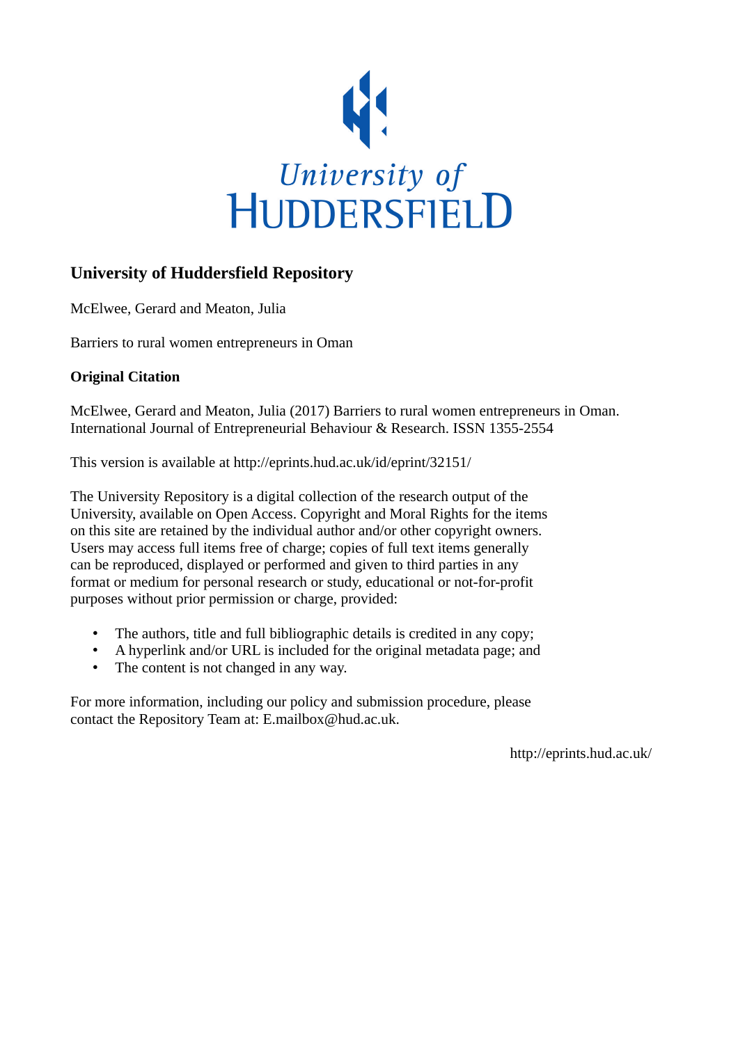University of Huddersfield

# University of Huddersfield Repository

McElwee, Gerard and Meaton, Julia

Barriers to rural women entrepreneurs in Oman

## Original Citation

McElwee, Gerard and Meaton, Julia (2017) Barriers to rural women entrepreneurs in Oman. International Journal of Entrepreneurial Behaviour & Research. ISSN 1355-2554

This version is available at http://eprints.hud.ac.uk/id/eprint/32151/

The University Repository is a digital collection of the research output of the University, available on Open Access. Copyright and Moral Rights for the items on this site are retained by the individual author and/or other copyright owners. Users may access full items free of charge; copies of full text items generally can be reproduced, displayed or performed and given to third parties in any format or medium for personal research or study, educational or not-for-profit purposes without prior permission or charge, provided:

- The authors, title and full bibliographic details is credited in any copy;
- A hyperlink and/or URL is included for the original metadata page; and
- The content is not changed in any way.

For more information, including our policy and submission procedure, please contact the Repository Team at: E.mailbox@hud.ac.uk.

http://eprints.hud.ac.uk/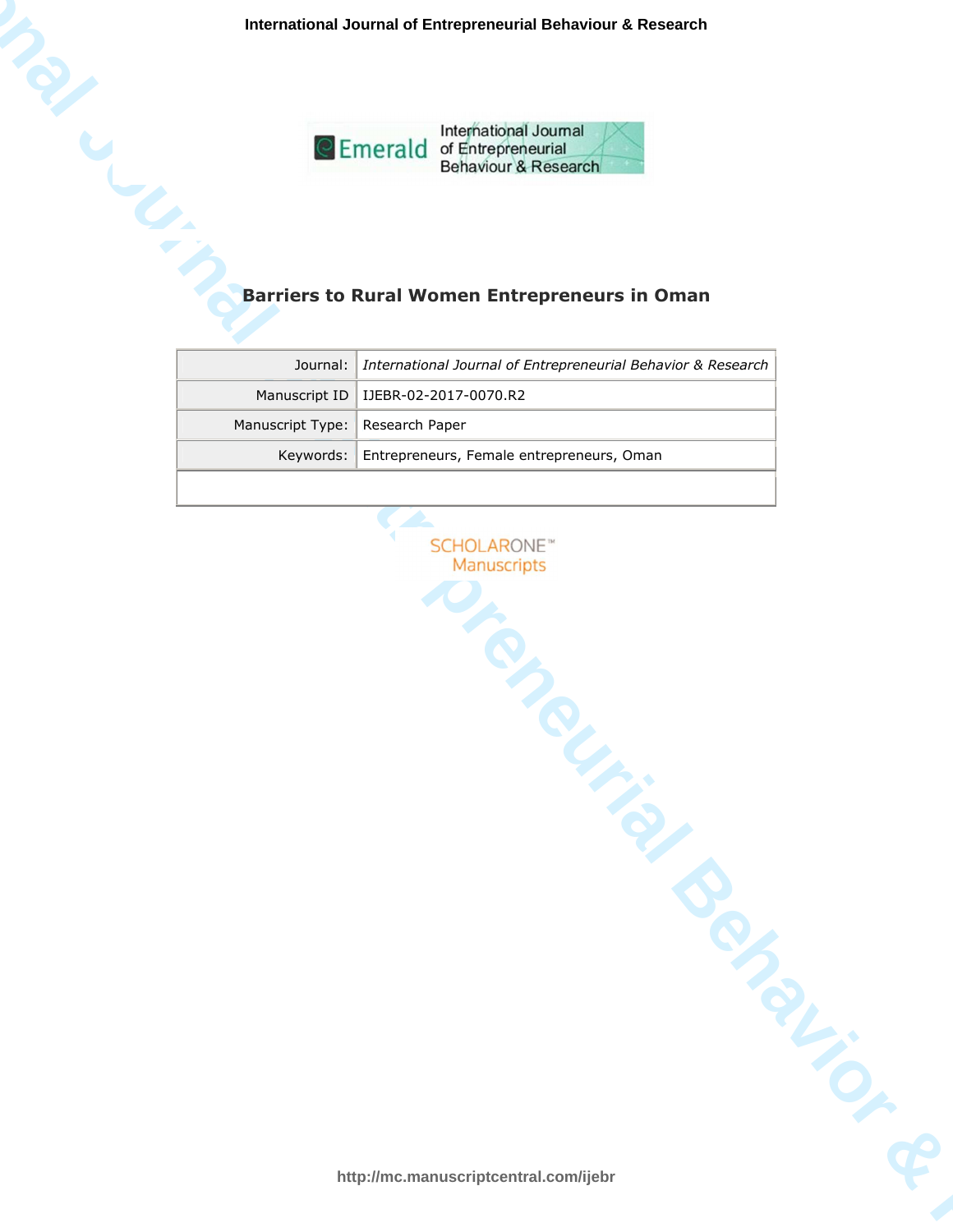# Barriers to Rural Women Entrepreneurs in Oman

| Journal: | *International Journal of Entrepreneurial Behavior & Research* |
|---|---|
| Manuscript ID | IJEBR-02-2017-0070.R2 |
| Manuscript Type: | Research Paper |
| Keywords: | Entrepreneurs, Female entrepreneurs, Oman |

SCHOLARONE™ Manuscripts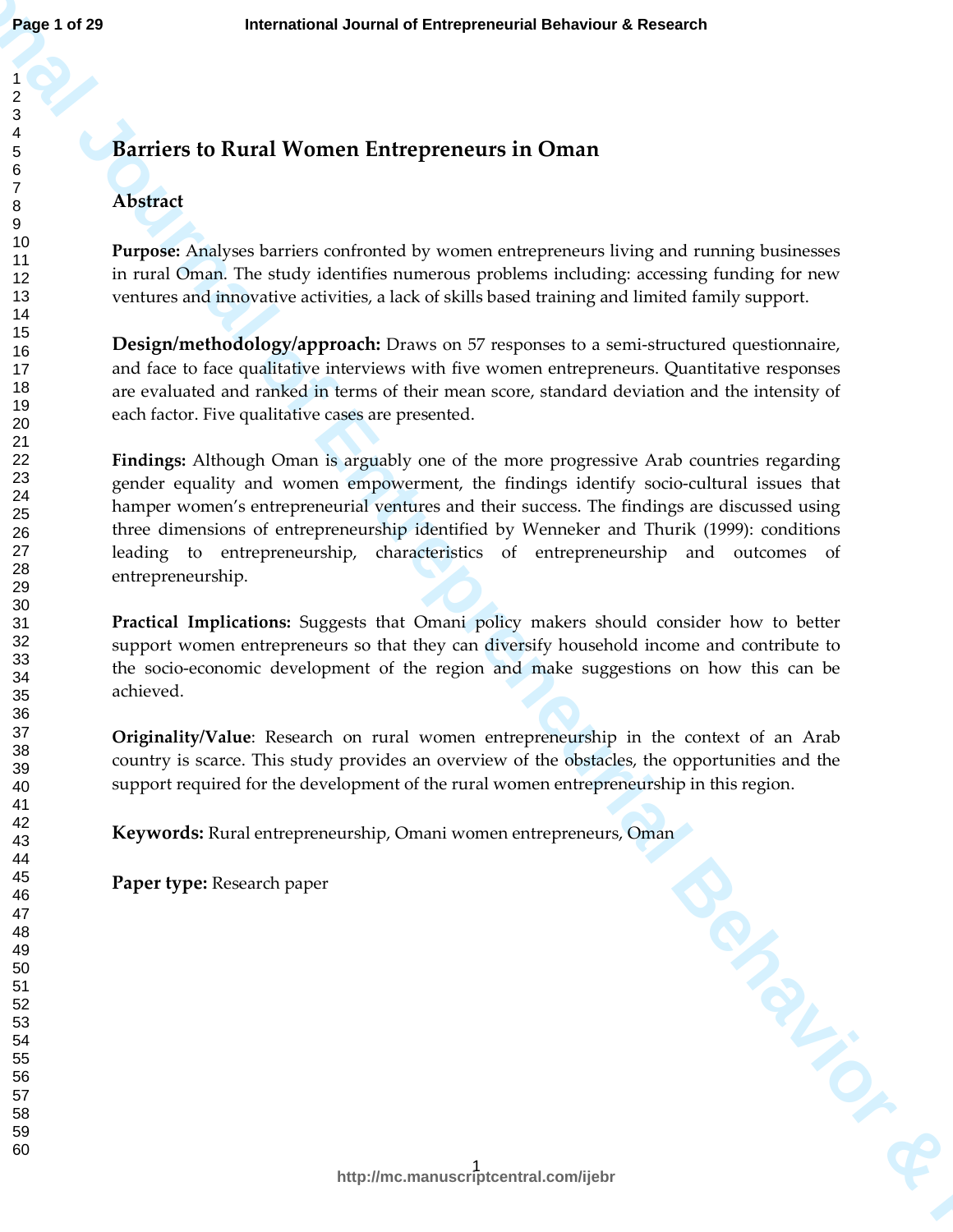# Barriers to Rural Women Entrepreneurs in Oman

## Abstract

**Purpose:** Analyses barriers confronted by women entrepreneurs living and running businesses in rural Oman. The study identifies numerous problems including: accessing funding for new ventures and innovative activities, a lack of skills based training and limited family support.

**Design/methodology/approach:** Draws on 57 responses to a semi-structured questionnaire, and face to face qualitative interviews with five women entrepreneurs. Quantitative responses are evaluated and ranked in terms of their mean score, standard deviation and the intensity of each factor. Five qualitative cases are presented.

**Findings:** Although Oman is arguably one of the more progressive Arab countries regarding gender equality and women empowerment, the findings identify socio-cultural issues that hamper women's entrepreneurial ventures and their success. The findings are discussed using three dimensions of entrepreneurship identified by Wenneker and Thurik (1999): conditions leading to entrepreneurship, characteristics of entrepreneurship and outcomes of entrepreneurship.

**Practical Implications:** Suggests that Omani policy makers should consider how to better support women entrepreneurs so that they can diversify household income and contribute to the socio-economic development of the region and make suggestions on how this can be achieved.

**Originality/Value**: Research on rural women entrepreneurship in the context of an Arab country is scarce. This study provides an overview of the obstacles, the opportunities and the support required for the development of the rural women entrepreneurship in this region.

**Keywords:** Rural entrepreneurship, Omani women entrepreneurs, Oman

**Paper type:** Research paper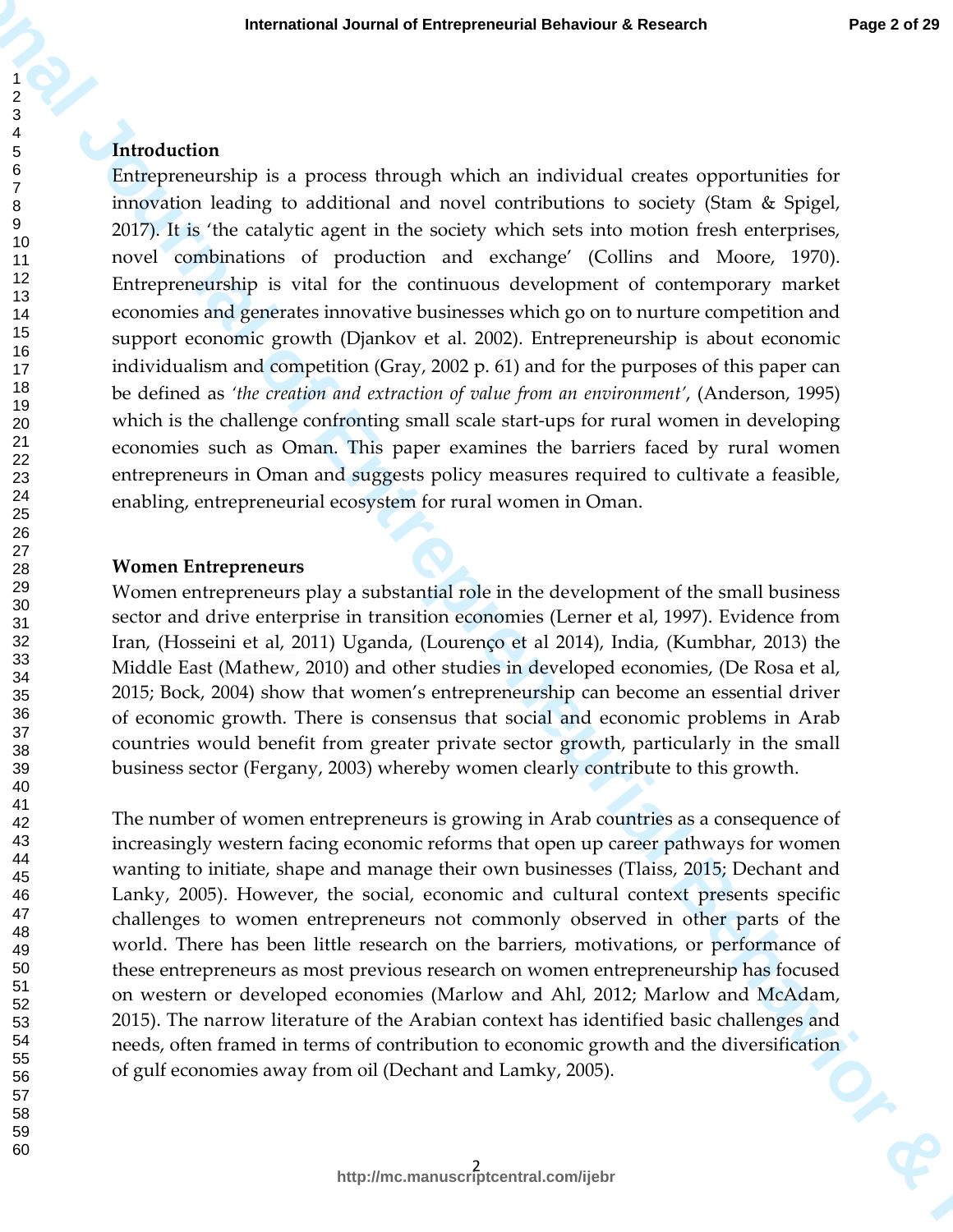## Introduction

Entrepreneurship is a process through which an individual creates opportunities for innovation leading to additional and novel contributions to society (Stam & Spigel, 2017). It is 'the catalytic agent in the society which sets into motion fresh enterprises, novel combinations of production and exchange' (Collins and Moore, 1970). Entrepreneurship is vital for the continuous development of contemporary market economies and generates innovative businesses which go on to nurture competition and support economic growth (Djankov et al. 2002). Entrepreneurship is about economic individualism and competition (Gray, 2002 p. 61) and for the purposes of this paper can be defined as *'the creation and extraction of value from an environment'*, (Anderson, 1995) which is the challenge confronting small scale start-ups for rural women in developing economies such as Oman. This paper examines the barriers faced by rural women entrepreneurs in Oman and suggests policy measures required to cultivate a feasible, enabling, entrepreneurial ecosystem for rural women in Oman.

## Women Entrepreneurs

Women entrepreneurs play a substantial role in the development of the small business sector and drive enterprise in transition economies (Lerner et al, 1997). Evidence from Iran, (Hosseini et al, 2011) Uganda, (Lourenço et al 2014), India, (Kumbhar, 2013) the Middle East (Mathew, 2010) and other studies in developed economies, (De Rosa et al, 2015; Bock, 2004) show that women's entrepreneurship can become an essential driver of economic growth. There is consensus that social and economic problems in Arab countries would benefit from greater private sector growth, particularly in the small business sector (Fergany, 2003) whereby women clearly contribute to this growth.

The number of women entrepreneurs is growing in Arab countries as a consequence of increasingly western facing economic reforms that open up career pathways for women wanting to initiate, shape and manage their own businesses (Tlaiss, 2015; Dechant and Lanky, 2005). However, the social, economic and cultural context presents specific challenges to women entrepreneurs not commonly observed in other parts of the world. There has been little research on the barriers, motivations, or performance of these entrepreneurs as most previous research on women entrepreneurship has focused on western or developed economies (Marlow and Ahl, 2012; Marlow and McAdam, 2015). The narrow literature of the Arabian context has identified basic challenges and needs, often framed in terms of contribution to economic growth and the diversification of gulf economies away from oil (Dechant and Lamky, 2005).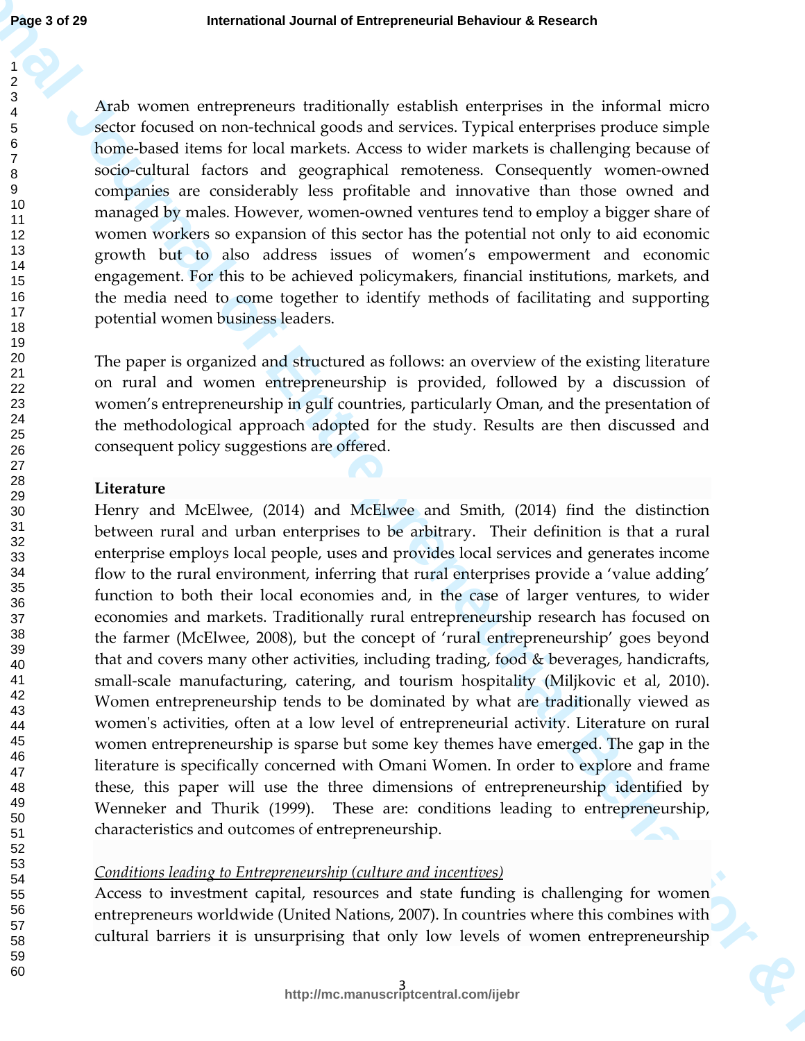Arab women entrepreneurs traditionally establish enterprises in the informal micro sector focused on non-technical goods and services. Typical enterprises produce simple home-based items for local markets. Access to wider markets is challenging because of socio-cultural factors and geographical remoteness. Consequently women-owned companies are considerably less profitable and innovative than those owned and managed by males. However, women-owned ventures tend to employ a bigger share of women workers so expansion of this sector has the potential not only to aid economic growth but to also address issues of women's empowerment and economic engagement. For this to be achieved policymakers, financial institutions, markets, and the media need to come together to identify methods of facilitating and supporting potential women business leaders.

The paper is organized and structured as follows: an overview of the existing literature on rural and women entrepreneurship is provided, followed by a discussion of women's entrepreneurship in gulf countries, particularly Oman, and the presentation of the methodological approach adopted for the study. Results are then discussed and consequent policy suggestions are offered.

**Literature**

Henry and McElwee, (2014) and McElwee and Smith, (2014) find the distinction between rural and urban enterprises to be arbitrary. Their definition is that a rural enterprise employs local people, uses and provides local services and generates income flow to the rural environment, inferring that rural enterprises provide a 'value adding' function to both their local economies and, in the case of larger ventures, to wider economies and markets. Traditionally rural entrepreneurship research has focused on the farmer (McElwee, 2008), but the concept of 'rural entrepreneurship' goes beyond that and covers many other activities, including trading, food & beverages, handicrafts, small-scale manufacturing, catering, and tourism hospitality (Miljkovic et al, 2010). Women entrepreneurship tends to be dominated by what are traditionally viewed as women's activities, often at a low level of entrepreneurial activity. Literature on rural women entrepreneurship is sparse but some key themes have emerged. The gap in the literature is specifically concerned with Omani Women. In order to explore and frame these, this paper will use the three dimensions of entrepreneurship identified by Wenneker and Thurik (1999). These are: conditions leading to entrepreneurship, characteristics and outcomes of entrepreneurship.

*Conditions leading to Entrepreneurship (culture and incentives)*

Access to investment capital, resources and state funding is challenging for women entrepreneurs worldwide (United Nations, 2007). In countries where this combines with cultural barriers it is unsurprising that only low levels of women entrepreneurship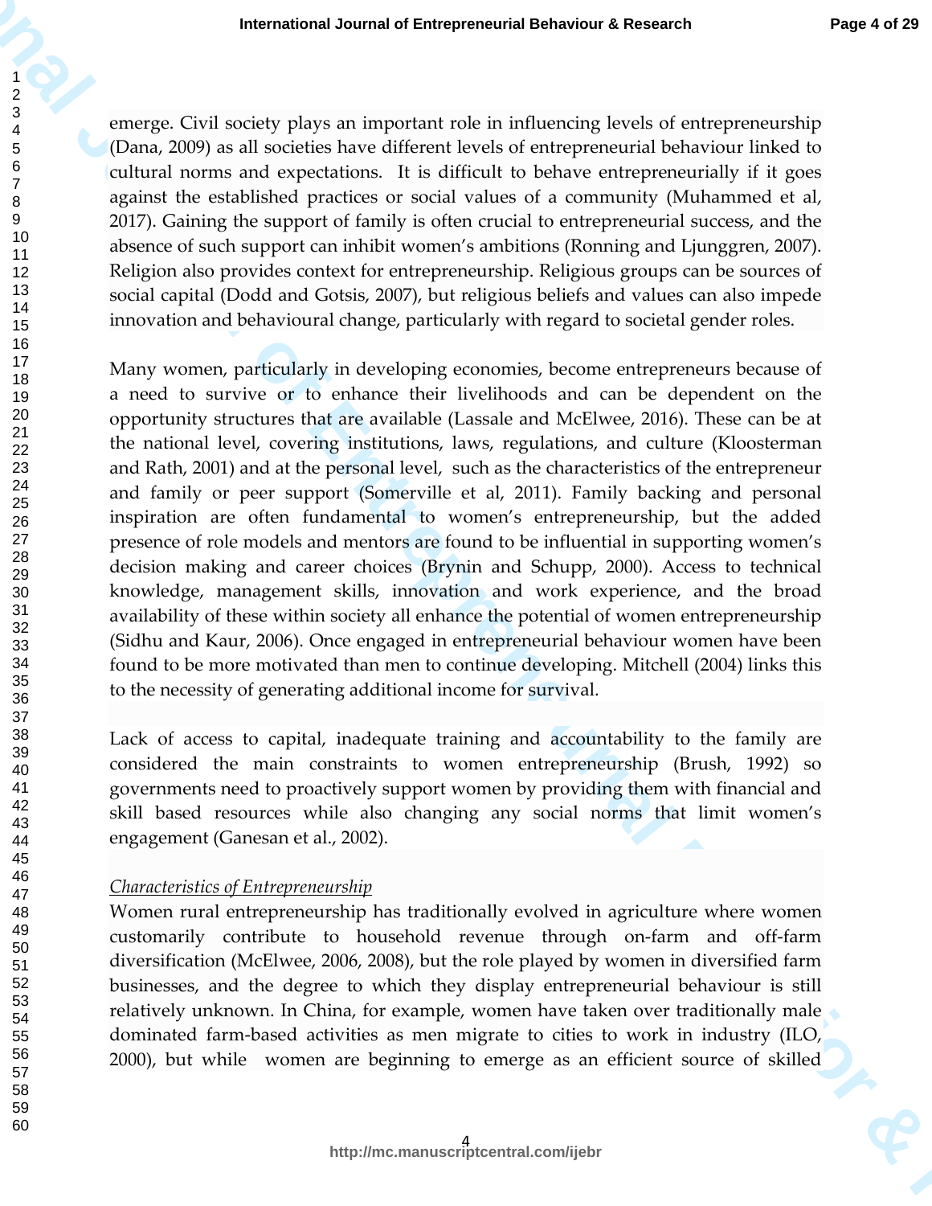emerge. Civil society plays an important role in influencing levels of entrepreneurship (Dana, 2009) as all societies have different levels of entrepreneurial behaviour linked to cultural norms and expectations. It is difficult to behave entrepreneurially if it goes against the established practices or social values of a community (Muhammed et al, 2017). Gaining the support of family is often crucial to entrepreneurial success, and the absence of such support can inhibit women's ambitions (Ronning and Ljunggren, 2007). Religion also provides context for entrepreneurship. Religious groups can be sources of social capital (Dodd and Gotsis, 2007), but religious beliefs and values can also impede innovation and behavioural change, particularly with regard to societal gender roles.

Many women, particularly in developing economies, become entrepreneurs because of a need to survive or to enhance their livelihoods and can be dependent on the opportunity structures that are available (Lassale and McElwee, 2016). These can be at the national level, covering institutions, laws, regulations, and culture (Kloosterman and Rath, 2001) and at the personal level, such as the characteristics of the entrepreneur and family or peer support (Somerville et al, 2011). Family backing and personal inspiration are often fundamental to women's entrepreneurship, but the added presence of role models and mentors are found to be influential in supporting women's decision making and career choices (Brynin and Schupp, 2000). Access to technical knowledge, management skills, innovation and work experience, and the broad availability of these within society all enhance the potential of women entrepreneurship (Sidhu and Kaur, 2006). Once engaged in entrepreneurial behaviour women have been found to be more motivated than men to continue developing. Mitchell (2004) links this to the necessity of generating additional income for survival.

Lack of access to capital, inadequate training and accountability to the family are considered the main constraints to women entrepreneurship (Brush, 1992) so governments need to proactively support women by providing them with financial and skill based resources while also changing any social norms that limit women's engagement (Ganesan et al., 2002).

*Characteristics of Entrepreneurship*

Women rural entrepreneurship has traditionally evolved in agriculture where women customarily contribute to household revenue through on-farm and off-farm diversification (McElwee, 2006, 2008), but the role played by women in diversified farm businesses, and the degree to which they display entrepreneurial behaviour is still relatively unknown. In China, for example, women have taken over traditionally male dominated farm-based activities as men migrate to cities to work in industry (ILO, 2000), but while women are beginning to emerge as an efficient source of skilled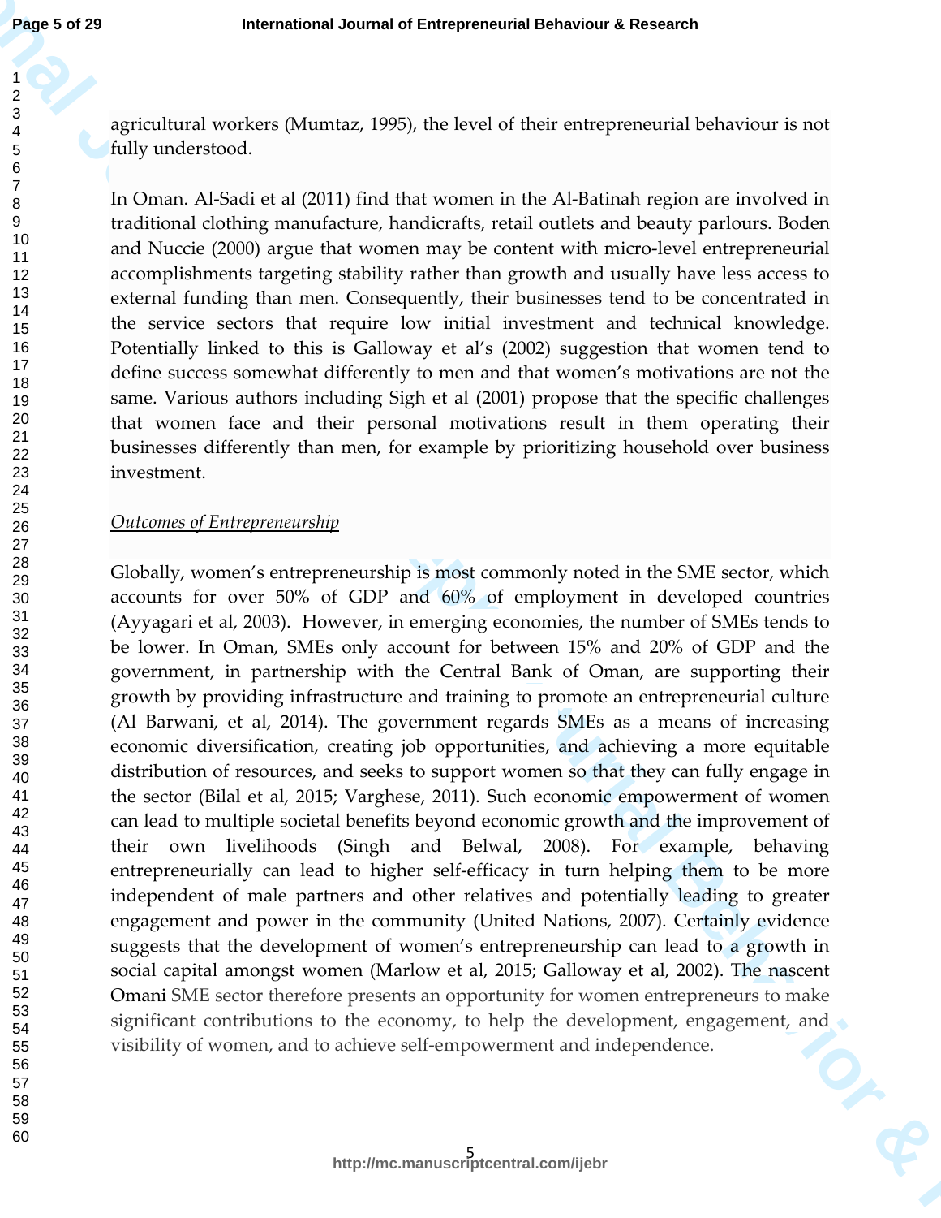agricultural workers (Mumtaz, 1995), the level of their entrepreneurial behaviour is not fully understood.

In Oman. Al-Sadi et al (2011) find that women in the Al-Batinah region are involved in traditional clothing manufacture, handicrafts, retail outlets and beauty parlours. Boden and Nuccie (2000) argue that women may be content with micro-level entrepreneurial accomplishments targeting stability rather than growth and usually have less access to external funding than men. Consequently, their businesses tend to be concentrated in the service sectors that require low initial investment and technical knowledge. Potentially linked to this is Galloway et al's (2002) suggestion that women tend to define success somewhat differently to men and that women's motivations are not the same. Various authors including Sigh et al (2001) propose that the specific challenges that women face and their personal motivations result in them operating their businesses differently than men, for example by prioritizing household over business investment.

*Outcomes of Entrepreneurship*

Globally, women's entrepreneurship is most commonly noted in the SME sector, which accounts for over 50% of GDP and 60% of employment in developed countries (Ayyagari et al, 2003). However, in emerging economies, the number of SMEs tends to be lower. In Oman, SMEs only account for between 15% and 20% of GDP and the government, in partnership with the Central Bank of Oman, are supporting their growth by providing infrastructure and training to promote an entrepreneurial culture (Al Barwani, et al, 2014). The government regards SMEs as a means of increasing economic diversification, creating job opportunities, and achieving a more equitable distribution of resources, and seeks to support women so that they can fully engage in the sector (Bilal et al, 2015; Varghese, 2011). Such economic empowerment of women can lead to multiple societal benefits beyond economic growth and the improvement of their own livelihoods (Singh and Belwal, 2008). For example, behaving entrepreneurially can lead to higher self-efficacy in turn helping them to be more independent of male partners and other relatives and potentially leading to greater engagement and power in the community (United Nations, 2007). Certainly evidence suggests that the development of women's entrepreneurship can lead to a growth in social capital amongst women (Marlow et al, 2015; Galloway et al, 2002). The nascent Omani SME sector therefore presents an opportunity for women entrepreneurs to make significant contributions to the economy, to help the development, engagement, and visibility of women, and to achieve self-empowerment and independence.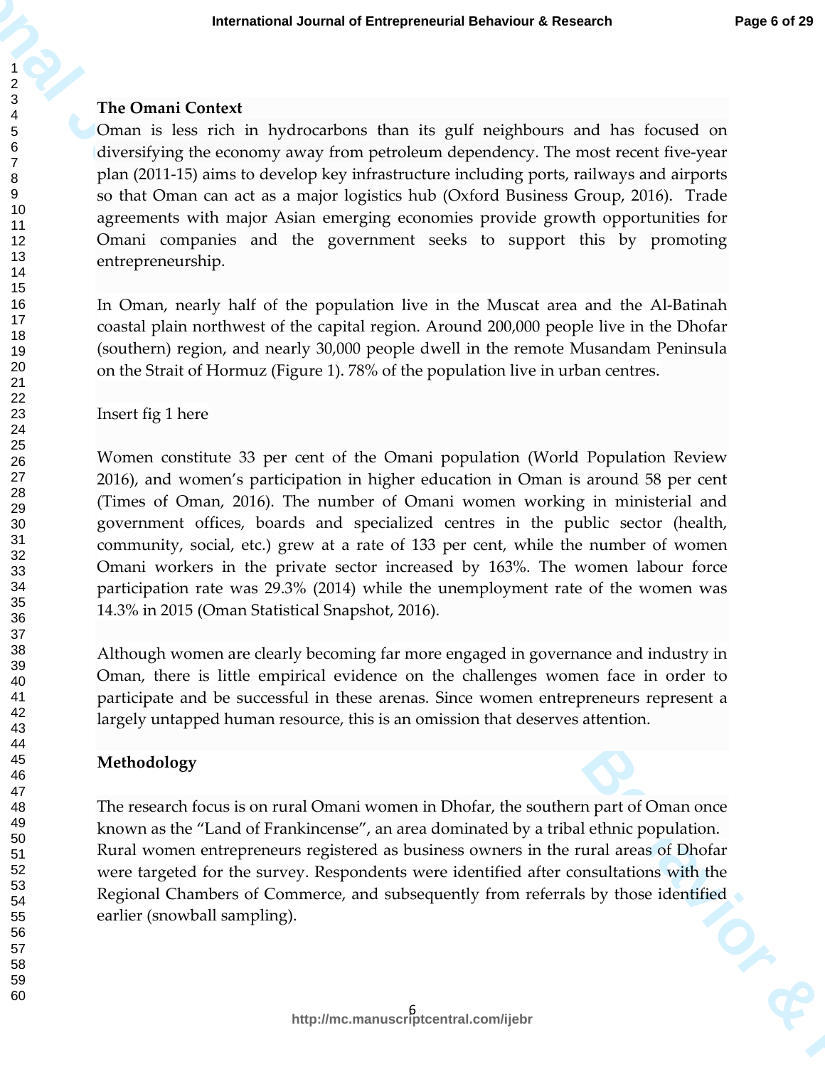**The Omani Context**

Oman is less rich in hydrocarbons than its gulf neighbours and has focused on diversifying the economy away from petroleum dependency. The most recent five-year plan (2011-15) aims to develop key infrastructure including ports, railways and airports so that Oman can act as a major logistics hub (Oxford Business Group, 2016). Trade agreements with major Asian emerging economies provide growth opportunities for Omani companies and the government seeks to support this by promoting entrepreneurship.

In Oman, nearly half of the population live in the Muscat area and the Al-Batinah coastal plain northwest of the capital region. Around 200,000 people live in the Dhofar (southern) region, and nearly 30,000 people dwell in the remote Musandam Peninsula on the Strait of Hormuz (Figure 1). 78% of the population live in urban centres.

Insert fig 1 here

Women constitute 33 per cent of the Omani population (World Population Review 2016), and women's participation in higher education in Oman is around 58 per cent (Times of Oman, 2016). The number of Omani women working in ministerial and government offices, boards and specialized centres in the public sector (health, community, social, etc.) grew at a rate of 133 per cent, while the number of women Omani workers in the private sector increased by 163%. The women labour force participation rate was 29.3% (2014) while the unemployment rate of the women was 14.3% in 2015 (Oman Statistical Snapshot, 2016).

Although women are clearly becoming far more engaged in governance and industry in Oman, there is little empirical evidence on the challenges women face in order to participate and be successful in these arenas. Since women entrepreneurs represent a largely untapped human resource, this is an omission that deserves attention.

**Methodology**

The research focus is on rural Omani women in Dhofar, the southern part of Oman once known as the "Land of Frankincense", an area dominated by a tribal ethnic population. Rural women entrepreneurs registered as business owners in the rural areas of Dhofar were targeted for the survey. Respondents were identified after consultations with the Regional Chambers of Commerce, and subsequently from referrals by those identified earlier (snowball sampling).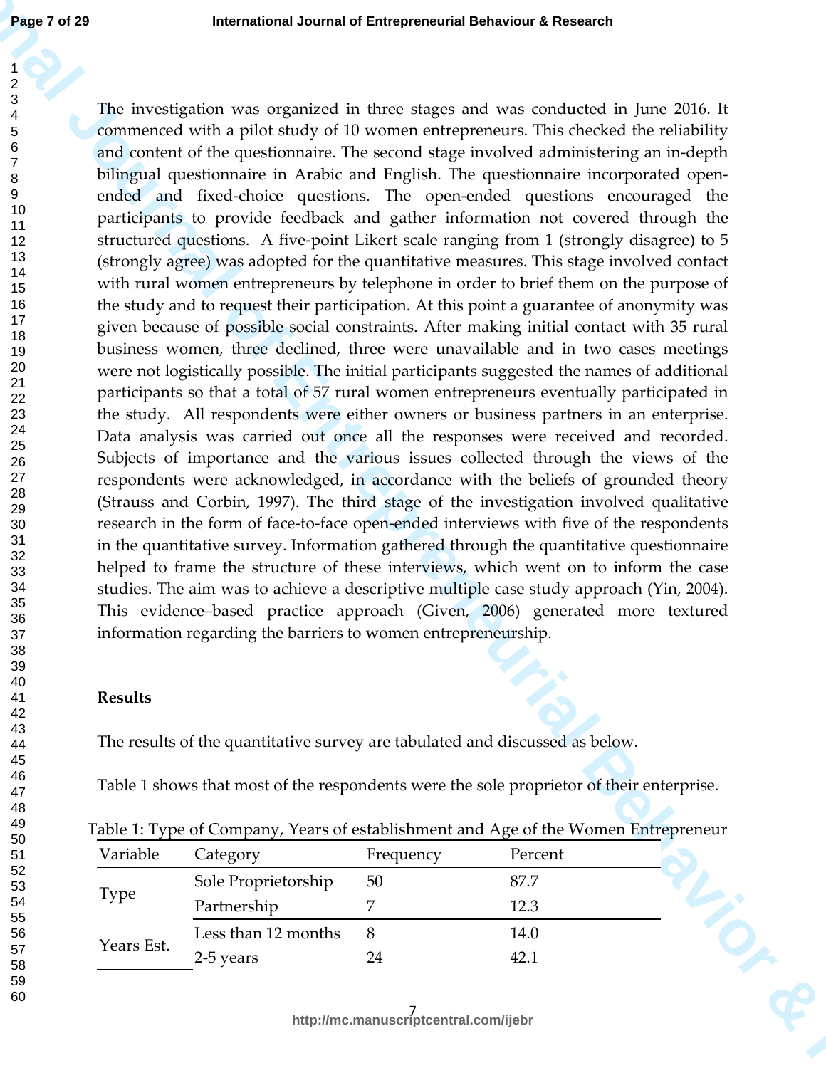The investigation was organized in three stages and was conducted in June 2016. It commenced with a pilot study of 10 women entrepreneurs. This checked the reliability and content of the questionnaire. The second stage involved administering an in-depth bilingual questionnaire in Arabic and English. The questionnaire incorporated open-ended and fixed-choice questions. The open-ended questions encouraged the participants to provide feedback and gather information not covered through the structured questions. A five-point Likert scale ranging from 1 (strongly disagree) to 5 (strongly agree) was adopted for the quantitative measures. This stage involved contact with rural women entrepreneurs by telephone in order to brief them on the purpose of the study and to request their participation. At this point a guarantee of anonymity was given because of possible social constraints. After making initial contact with 35 rural business women, three declined, three were unavailable and in two cases meetings were not logistically possible. The initial participants suggested the names of additional participants so that a total of 57 rural women entrepreneurs eventually participated in the study. All respondents were either owners or business partners in an enterprise. Data analysis was carried out once all the responses were received and recorded. Subjects of importance and the various issues collected through the views of the respondents were acknowledged, in accordance with the beliefs of grounded theory (Strauss and Corbin, 1997). The third stage of the investigation involved qualitative research in the form of face-to-face open-ended interviews with five of the respondents in the quantitative survey. Information gathered through the quantitative questionnaire helped to frame the structure of these interviews, which went on to inform the case studies. The aim was to achieve a descriptive multiple case study approach (Yin, 2004). This evidence–based practice approach (Given, 2006) generated more textured information regarding the barriers to women entrepreneurship.

## Results

The results of the quantitative survey are tabulated and discussed as below.

Table 1 shows that most of the respondents were the sole proprietor of their enterprise.

Table 1: Type of Company, Years of establishment and Age of the Women Entrepreneur

| Variable | Category | Frequency | Percent |
|---|---|---|---|
| Type | Sole Proprietorship | 50 | 87.7 |
| | Partnership | 7 | 12.3 |
| Years Est. | Less than 12 months | 8 | 14.0 |
| | 2-5 years | 24 | 42.1 |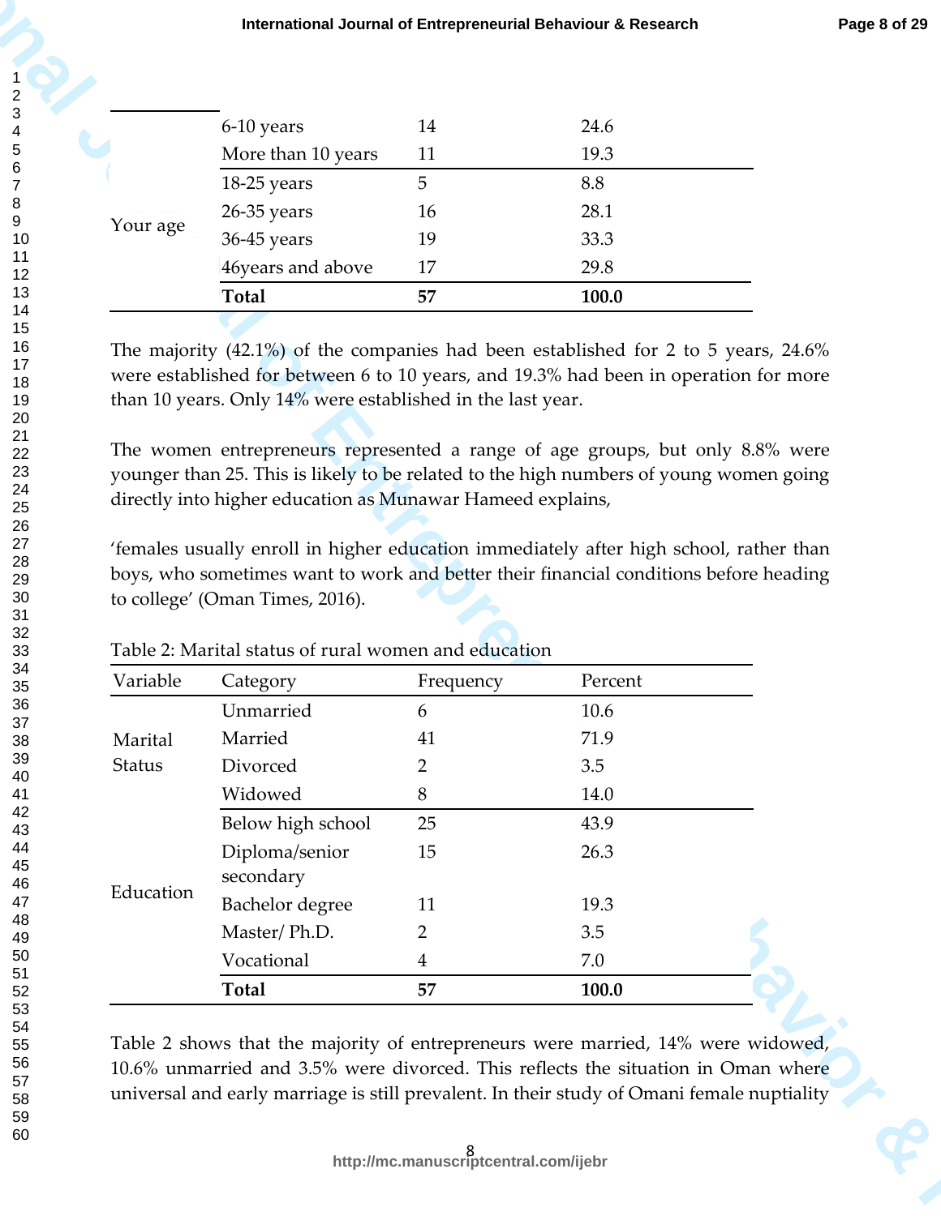| | | | |
|---|---|---|---|
| | 6-10 years | 14 | 24.6 |
| | More than 10 years | 11 | 19.3 |
| Your age | 18-25 years | 5 | 8.8 |
| | 26-35 years | 16 | 28.1 |
| | 36-45 years | 19 | 33.3 |
| | 46years and above | 17 | 29.8 |
| | **Total** | **57** | **100.0** |

The majority (42.1%) of the companies had been established for 2 to 5 years, 24.6% were established for between 6 to 10 years, and 19.3% had been in operation for more than 10 years. Only 14% were established in the last year.

The women entrepreneurs represented a range of age groups, but only 8.8% were younger than 25. This is likely to be related to the high numbers of young women going directly into higher education as Munawar Hameed explains,

'females usually enroll in higher education immediately after high school, rather than boys, who sometimes want to work and better their financial conditions before heading to college' (Oman Times, 2016).

Table 2: Marital status of rural women and education

| Variable | Category | Frequency | Percent |
|---|---|---|---|
| Marital Status | Unmarried | 6 | 10.6 |
| | Married | 41 | 71.9 |
| | Divorced | 2 | 3.5 |
| | Widowed | 8 | 14.0 |
| Education | Below high school | 25 | 43.9 |
| | Diploma/senior secondary | 15 | 26.3 |
| | Bachelor degree | 11 | 19.3 |
| | Master/ Ph.D. | 2 | 3.5 |
| | Vocational | 4 | 7.0 |
| | **Total** | **57** | **100.0** |

Table 2 shows that the majority of entrepreneurs were married, 14% were widowed, 10.6% unmarried and 3.5% were divorced. This reflects the situation in Oman where universal and early marriage is still prevalent. In their study of Omani female nuptiality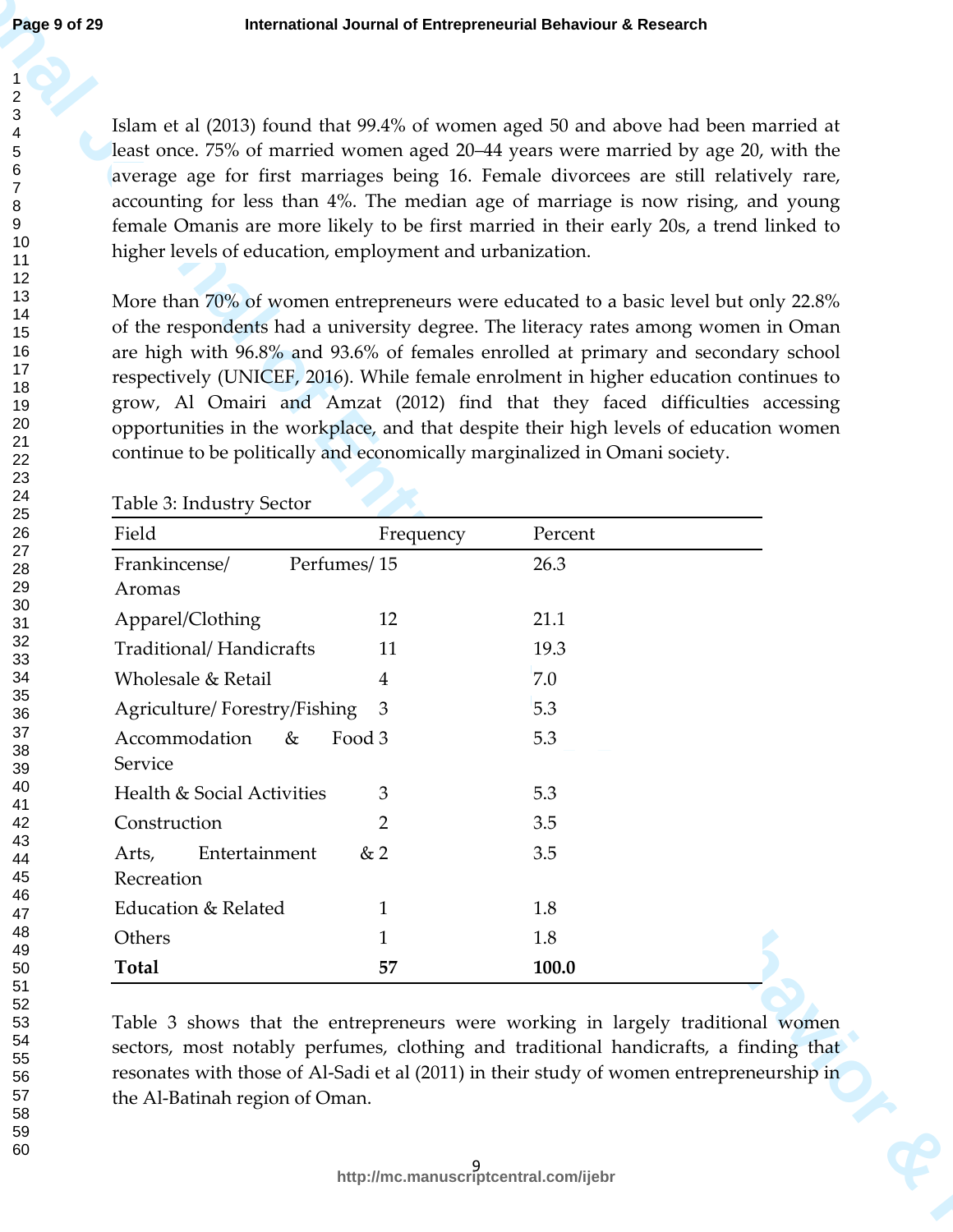Islam et al (2013) found that 99.4% of women aged 50 and above had been married at least once. 75% of married women aged 20–44 years were married by age 20, with the average age for first marriages being 16. Female divorcees are still relatively rare, accounting for less than 4%. The median age of marriage is now rising, and young female Omanis are more likely to be first married in their early 20s, a trend linked to higher levels of education, employment and urbanization.

More than 70% of women entrepreneurs were educated to a basic level but only 22.8% of the respondents had a university degree. The literacy rates among women in Oman are high with 96.8% and 93.6% of females enrolled at primary and secondary school respectively (UNICEF, 2016). While female enrolment in higher education continues to grow, Al Omairi and Amzat (2012) find that they faced difficulties accessing opportunities in the workplace, and that despite their high levels of education women continue to be politically and economically marginalized in Omani society.

Table 3: Industry Sector

| Field | Frequency | Percent |
|---|---|---|
| Frankincense/ Perfumes/ Aromas | 15 | 26.3 |
| Apparel/Clothing | 12 | 21.1 |
| Traditional/ Handicrafts | 11 | 19.3 |
| Wholesale & Retail | 4 | 7.0 |
| Agriculture/ Forestry/Fishing | 3 | 5.3 |
| Accommodation & Food Service | 3 | 5.3 |
| Health & Social Activities | 3 | 5.3 |
| Construction | 2 | 3.5 |
| Arts, Entertainment & Recreation | 2 | 3.5 |
| Education & Related | 1 | 1.8 |
| Others | 1 | 1.8 |
| **Total** | **57** | **100.0** |

Table 3 shows that the entrepreneurs were working in largely traditional women sectors, most notably perfumes, clothing and traditional handicrafts, a finding that resonates with those of Al-Sadi et al (2011) in their study of women entrepreneurship in the Al-Batinah region of Oman.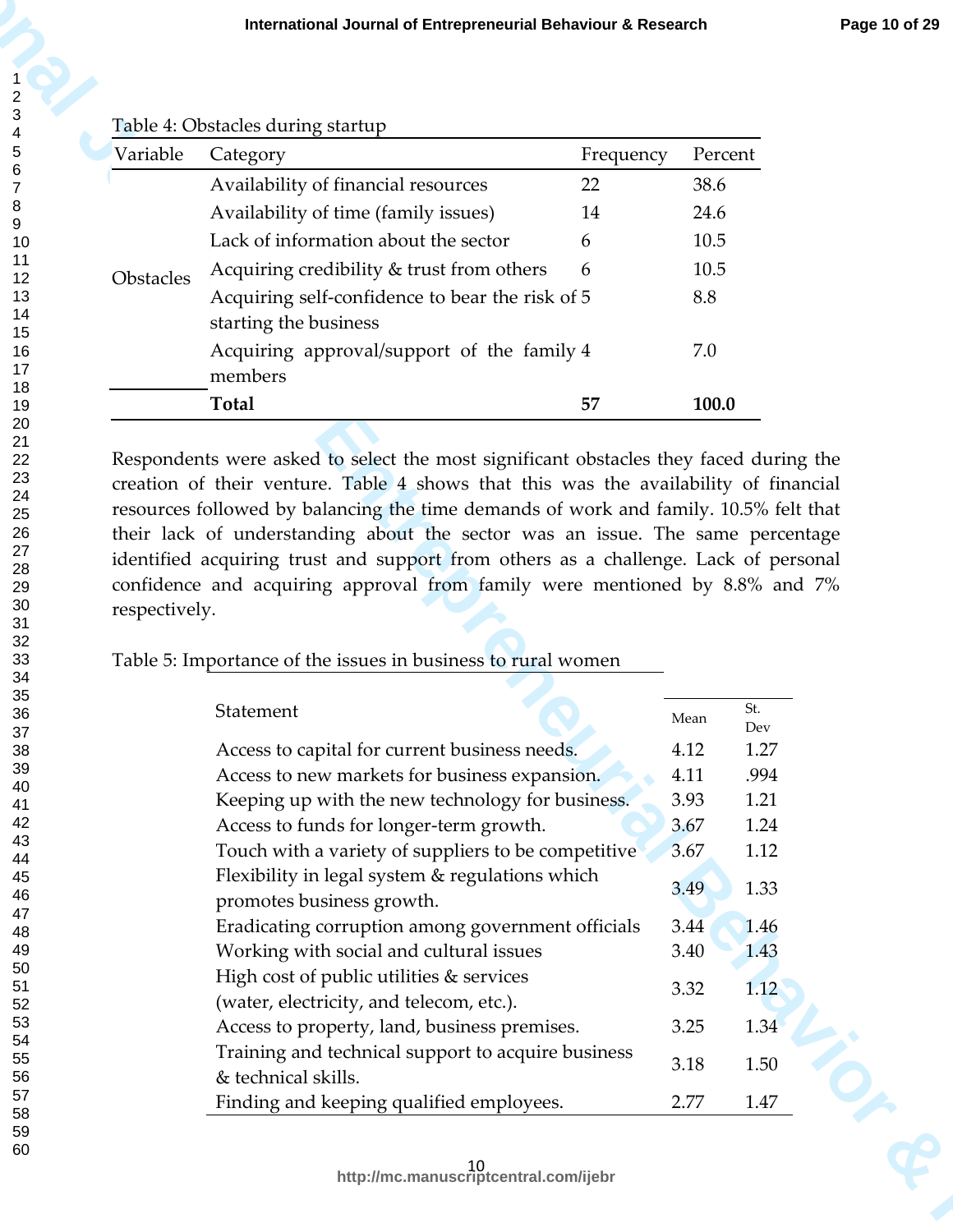Table 4: Obstacles during startup

| Variable | Category | Frequency | Percent |
|---|---|---|---|
| Obstacles | Availability of financial resources | 22 | 38.6 |
| | Availability of time (family issues) | 14 | 24.6 |
| | Lack of information about the sector | 6 | 10.5 |
| | Acquiring credibility & trust from others | 6 | 10.5 |
| | Acquiring self-confidence to bear the risk of starting the business | 5 | 8.8 |
| | Acquiring approval/support of the family members | 4 | 7.0 |
| | **Total** | **57** | **100.0** |

Respondents were asked to select the most significant obstacles they faced during the creation of their venture. Table 4 shows that this was the availability of financial resources followed by balancing the time demands of work and family. 10.5% felt that their lack of understanding about the sector was an issue. The same percentage identified acquiring trust and support from others as a challenge. Lack of personal confidence and acquiring approval from family were mentioned by 8.8% and 7% respectively.

Table 5: Importance of the issues in business to rural women

| Statement | Mean | St. Dev |
|---|---|---|
| Access to capital for current business needs. | 4.12 | 1.27 |
| Access to new markets for business expansion. | 4.11 | .994 |
| Keeping up with the new technology for business. | 3.93 | 1.21 |
| Access to funds for longer-term growth. | 3.67 | 1.24 |
| Touch with a variety of suppliers to be competitive | 3.67 | 1.12 |
| Flexibility in legal system & regulations which promotes business growth. | 3.49 | 1.33 |
| Eradicating corruption among government officials | 3.44 | 1.46 |
| Working with social and cultural issues | 3.40 | 1.43 |
| High cost of public utilities & services (water, electricity, and telecom, etc.). | 3.32 | 1.12 |
| Access to property, land, business premises. | 3.25 | 1.34 |
| Training and technical support to acquire business & technical skills. | 3.18 | 1.50 |
| Finding and keeping qualified employees. | 2.77 | 1.47 |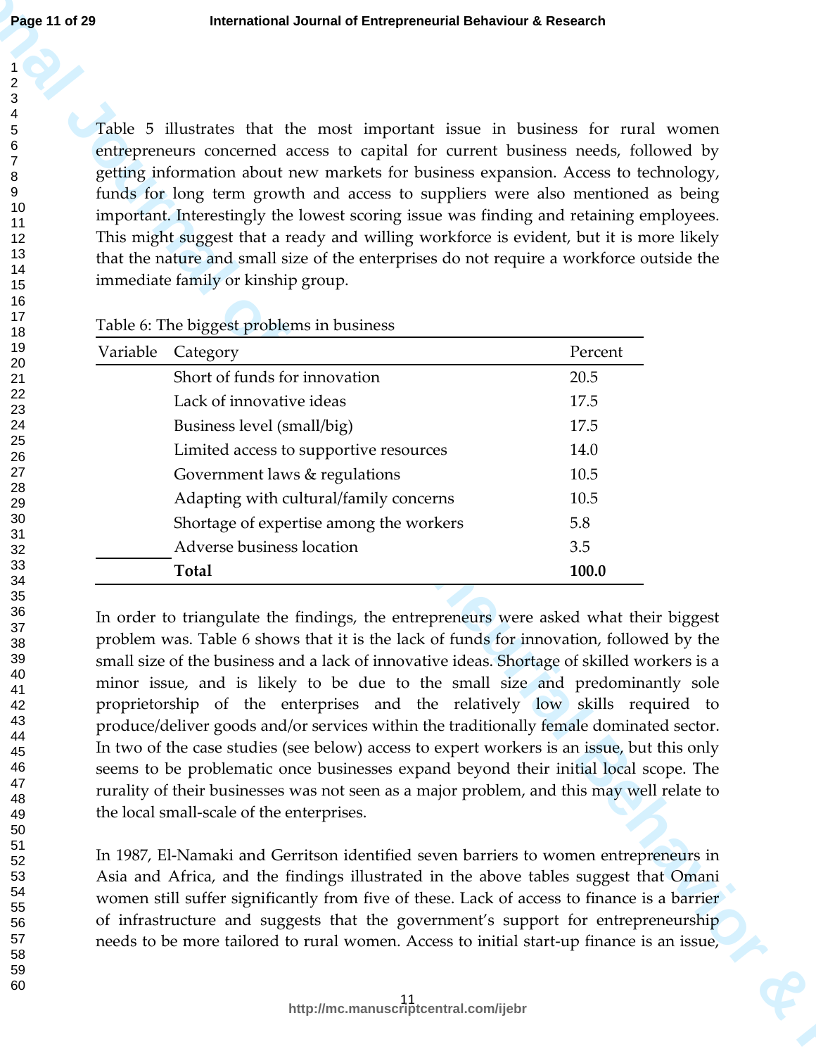Table 5 illustrates that the most important issue in business for rural women entrepreneurs concerned access to capital for current business needs, followed by getting information about new markets for business expansion. Access to technology, funds for long term growth and access to suppliers were also mentioned as being important. Interestingly the lowest scoring issue was finding and retaining employees. This might suggest that a ready and willing workforce is evident, but it is more likely that the nature and small size of the enterprises do not require a workforce outside the immediate family or kinship group.

Table 6: The biggest problems in business

| Variable | Category | Percent |
|---|---|---|
| | Short of funds for innovation | 20.5 |
| | Lack of innovative ideas | 17.5 |
| | Business level (small/big) | 17.5 |
| | Limited access to supportive resources | 14.0 |
| | Government laws & regulations | 10.5 |
| | Adapting with cultural/family concerns | 10.5 |
| | Shortage of expertise among the workers | 5.8 |
| | Adverse business location | 3.5 |
| | **Total** | **100.0** |

In order to triangulate the findings, the entrepreneurs were asked what their biggest problem was. Table 6 shows that it is the lack of funds for innovation, followed by the small size of the business and a lack of innovative ideas. Shortage of skilled workers is a minor issue, and is likely to be due to the small size and predominantly sole proprietorship of the enterprises and the relatively low skills required to produce/deliver goods and/or services within the traditionally female dominated sector. In two of the case studies (see below) access to expert workers is an issue, but this only seems to be problematic once businesses expand beyond their initial local scope. The rurality of their businesses was not seen as a major problem, and this may well relate to the local small-scale of the enterprises.

In 1987, El-Namaki and Gerritson identified seven barriers to women entrepreneurs in Asia and Africa, and the findings illustrated in the above tables suggest that Omani women still suffer significantly from five of these. Lack of access to finance is a barrier of infrastructure and suggests that the government's support for entrepreneurship needs to be more tailored to rural women. Access to initial start-up finance is an issue,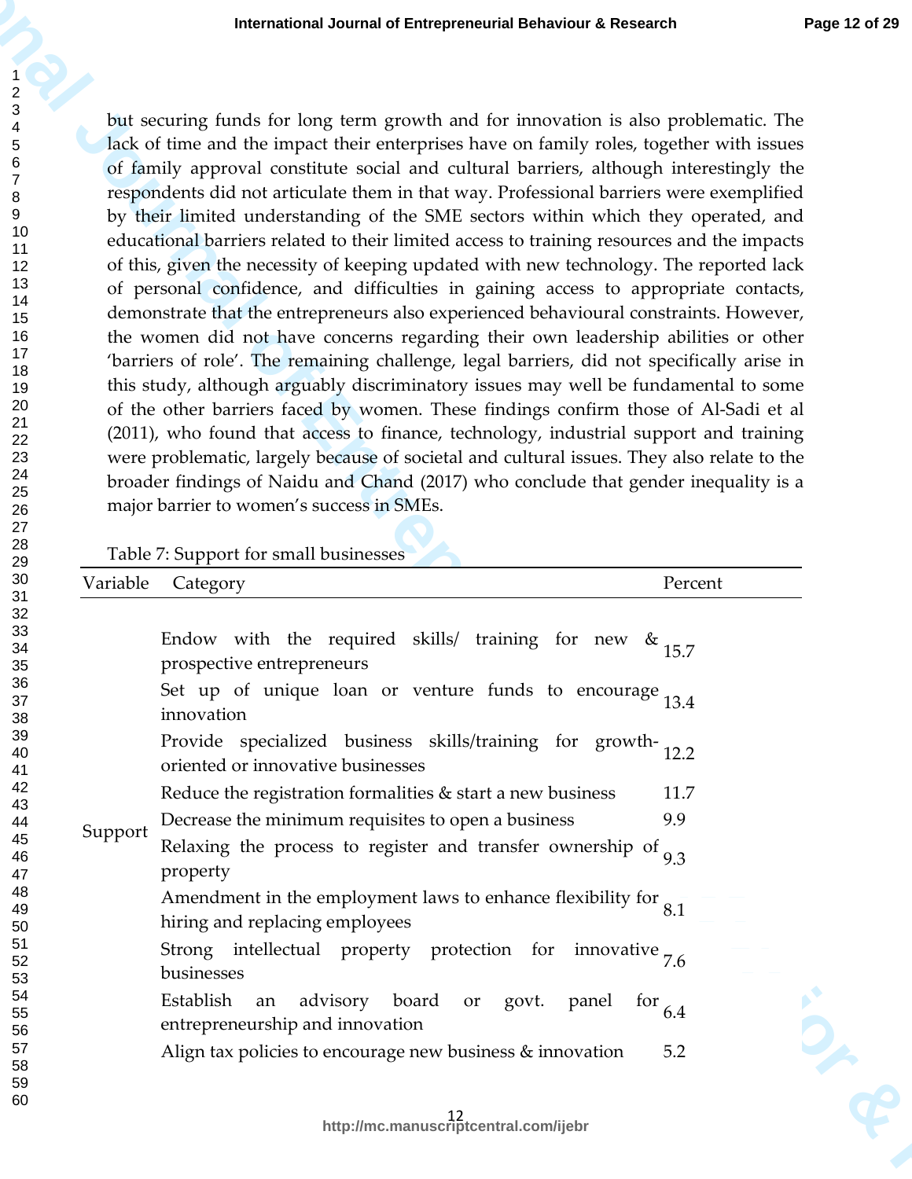but securing funds for long term growth and for innovation is also problematic. The lack of time and the impact their enterprises have on family roles, together with issues of family approval constitute social and cultural barriers, although interestingly the respondents did not articulate them in that way. Professional barriers were exemplified by their limited understanding of the SME sectors within which they operated, and educational barriers related to their limited access to training resources and the impacts of this, given the necessity of keeping updated with new technology. The reported lack of personal confidence, and difficulties in gaining access to appropriate contacts, demonstrate that the entrepreneurs also experienced behavioural constraints. However, the women did not have concerns regarding their own leadership abilities or other 'barriers of role'. The remaining challenge, legal barriers, did not specifically arise in this study, although arguably discriminatory issues may well be fundamental to some of the other barriers faced by women. These findings confirm those of Al-Sadi et al (2011), who found that access to finance, technology, industrial support and training were problematic, largely because of societal and cultural issues. They also relate to the broader findings of Naidu and Chand (2017) who conclude that gender inequality is a major barrier to women's success in SMEs.

Table 7: Support for small businesses

| Variable | Category | Percent |
|---|---|---|
| Support | Endow with the required skills/ training for new & prospective entrepreneurs | 15.7 |
| | Set up of unique loan or venture funds to encourage innovation | 13.4 |
| | Provide specialized business skills/training for growth-oriented or innovative businesses | 12.2 |
| | Reduce the registration formalities & start a new business | 11.7 |
| | Decrease the minimum requisites to open a business | 9.9 |
| | Relaxing the process to register and transfer ownership of property | 9.3 |
| | Amendment in the employment laws to enhance flexibility for hiring and replacing employees | 8.1 |
| | Strong intellectual property protection for innovative businesses | 7.6 |
| | Establish an advisory board or govt. panel for entrepreneurship and innovation | 6.4 |
| | Align tax policies to encourage new business & innovation | 5.2 |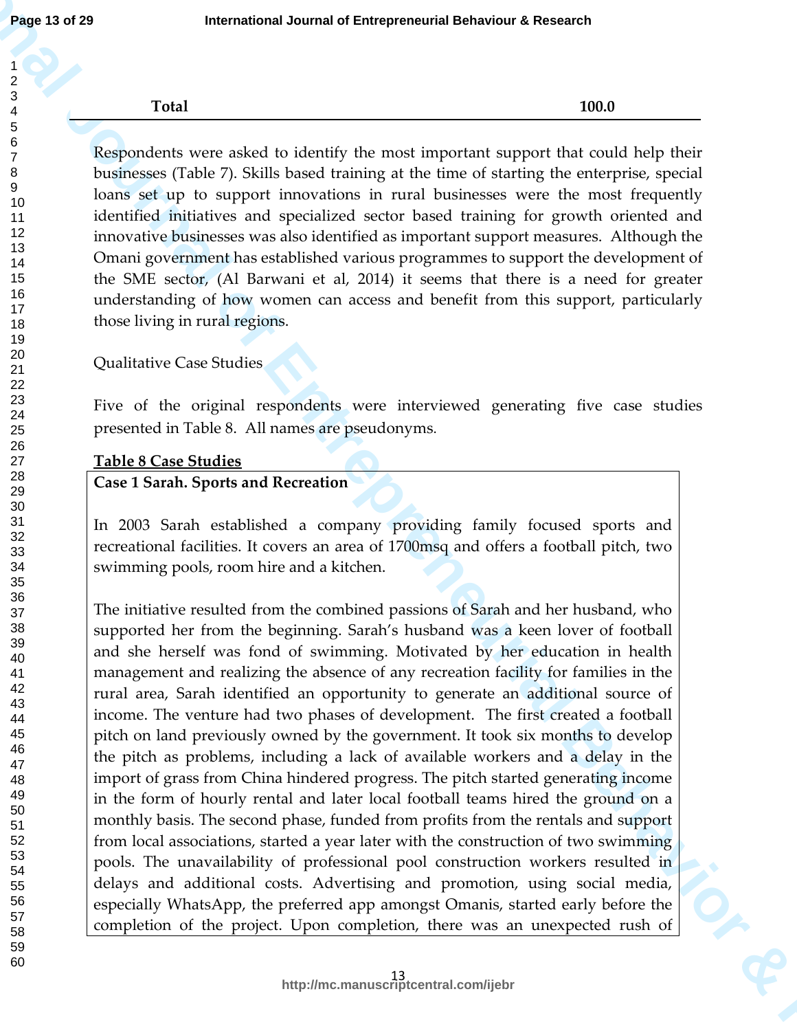| Total | 100.0 |
| --- | --- |

Respondents were asked to identify the most important support that could help their businesses (Table 7). Skills based training at the time of starting the enterprise, special loans set up to support innovations in rural businesses were the most frequently identified initiatives and specialized sector based training for growth oriented and innovative businesses was also identified as important support measures. Although the Omani government has established various programmes to support the development of the SME sector, (Al Barwani et al, 2014) it seems that there is a need for greater understanding of how women can access and benefit from this support, particularly those living in rural regions.

Qualitative Case Studies

Five of the original respondents were interviewed generating five case studies presented in Table 8. All names are pseudonyms.

**Table 8 Case Studies**

**Case 1 Sarah. Sports and Recreation**

In 2003 Sarah established a company providing family focused sports and recreational facilities. It covers an area of 1700msq and offers a football pitch, two swimming pools, room hire and a kitchen.

The initiative resulted from the combined passions of Sarah and her husband, who supported her from the beginning. Sarah's husband was a keen lover of football and she herself was fond of swimming. Motivated by her education in health management and realizing the absence of any recreation facility for families in the rural area, Sarah identified an opportunity to generate an additional source of income. The venture had two phases of development. The first created a football pitch on land previously owned by the government. It took six months to develop the pitch as problems, including a lack of available workers and a delay in the import of grass from China hindered progress. The pitch started generating income in the form of hourly rental and later local football teams hired the ground on a monthly basis. The second phase, funded from profits from the rentals and support from local associations, started a year later with the construction of two swimming pools. The unavailability of professional pool construction workers resulted in delays and additional costs. Advertising and promotion, using social media, especially WhatsApp, the preferred app amongst Omanis, started early before the completion of the project. Upon completion, there was an unexpected rush of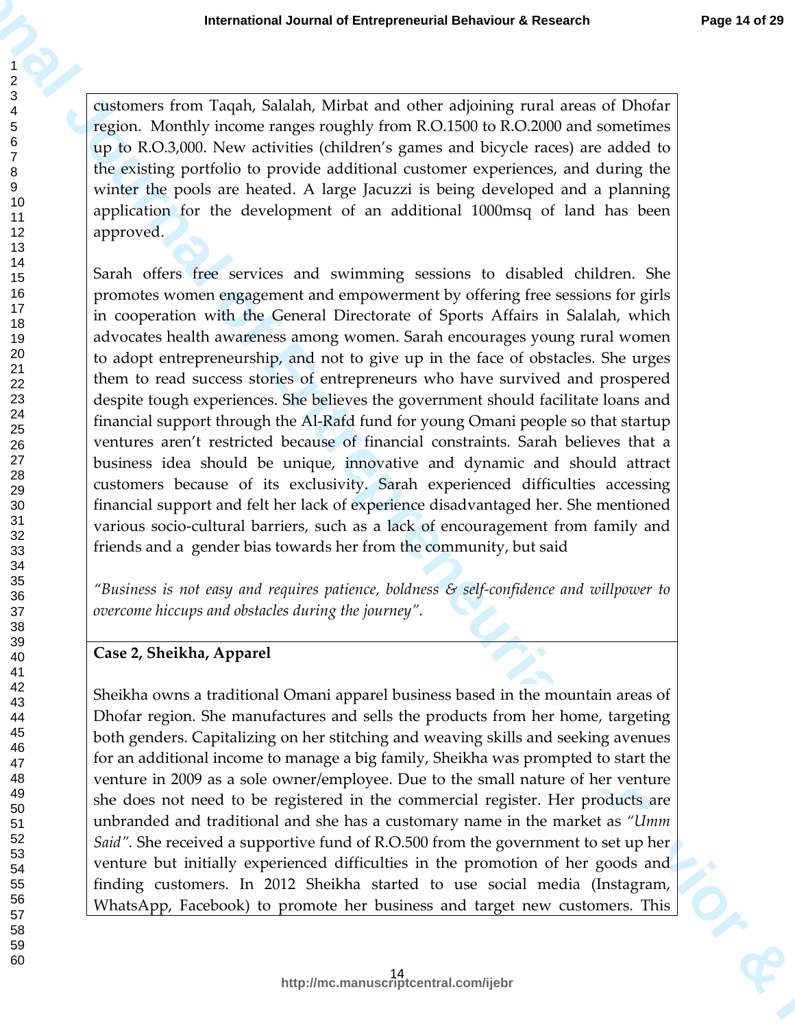customers from Taqah, Salalah, Mirbat and other adjoining rural areas of Dhofar region. Monthly income ranges roughly from R.O.1500 to R.O.2000 and sometimes up to R.O.3,000. New activities (children's games and bicycle races) are added to the existing portfolio to provide additional customer experiences, and during the winter the pools are heated. A large Jacuzzi is being developed and a planning application for the development of an additional 1000msq of land has been approved.

Sarah offers free services and swimming sessions to disabled children. She promotes women engagement and empowerment by offering free sessions for girls in cooperation with the General Directorate of Sports Affairs in Salalah, which advocates health awareness among women. Sarah encourages young rural women to adopt entrepreneurship, and not to give up in the face of obstacles. She urges them to read success stories of entrepreneurs who have survived and prospered despite tough experiences. She believes the government should facilitate loans and financial support through the Al-Rafd fund for young Omani people so that startup ventures aren't restricted because of financial constraints. Sarah believes that a business idea should be unique, innovative and dynamic and should attract customers because of its exclusivity. Sarah experienced difficulties accessing financial support and felt her lack of experience disadvantaged her. She mentioned various socio-cultural barriers, such as a lack of encouragement from family and friends and a gender bias towards her from the community, but said

*"Business is not easy and requires patience, boldness & self-confidence and willpower to overcome hiccups and obstacles during the journey".*

**Case 2, Sheikha, Apparel**

Sheikha owns a traditional Omani apparel business based in the mountain areas of Dhofar region. She manufactures and sells the products from her home, targeting both genders. Capitalizing on her stitching and weaving skills and seeking avenues for an additional income to manage a big family, Sheikha was prompted to start the venture in 2009 as a sole owner/employee. Due to the small nature of her venture she does not need to be registered in the commercial register. Her products are unbranded and traditional and she has a customary name in the market as *"Umm Said".* She received a supportive fund of R.O.500 from the government to set up her venture but initially experienced difficulties in the promotion of her goods and finding customers. In 2012 Sheikha started to use social media (Instagram, WhatsApp, Facebook) to promote her business and target new customers. This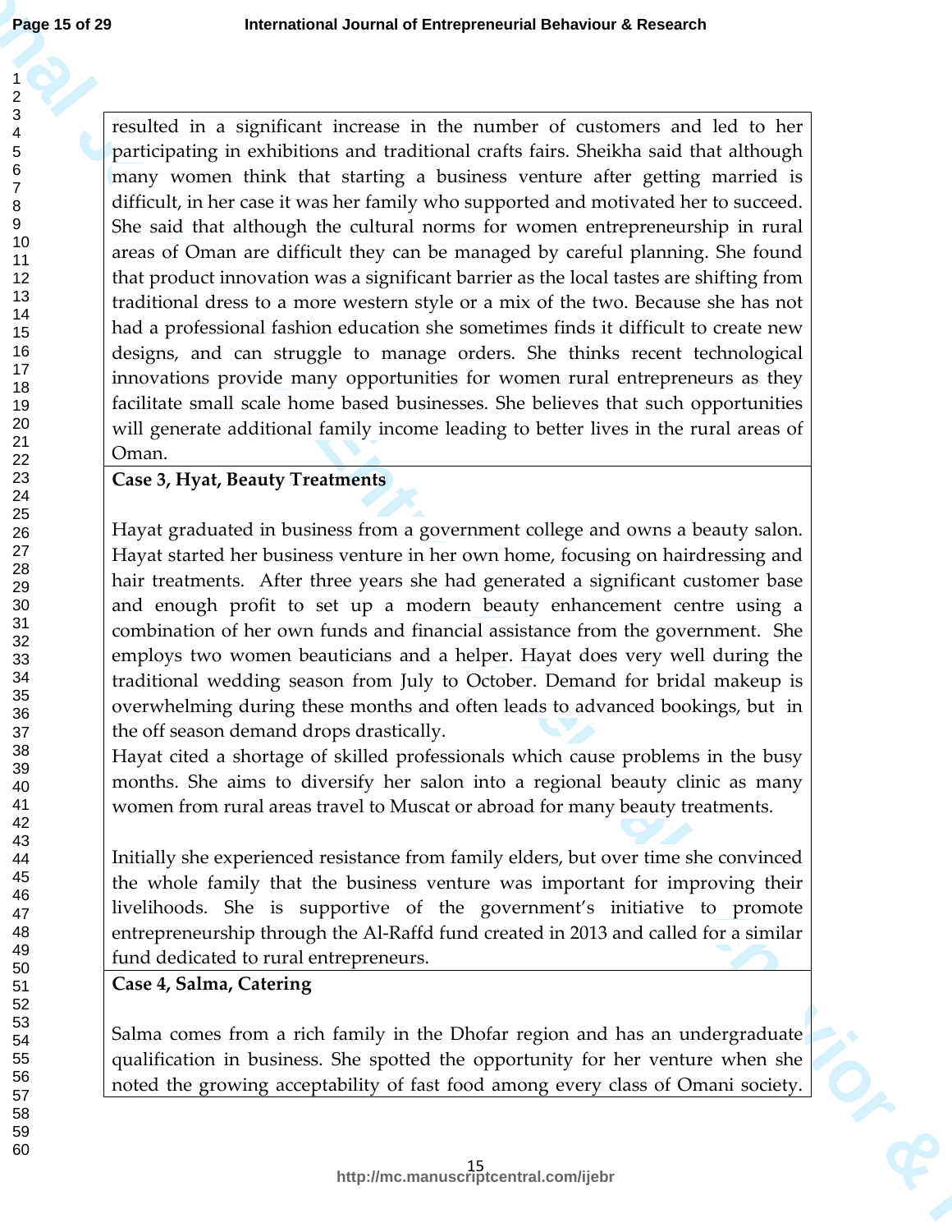resulted in a significant increase in the number of customers and led to her participating in exhibitions and traditional crafts fairs. Sheikha said that although many women think that starting a business venture after getting married is difficult, in her case it was her family who supported and motivated her to succeed. She said that although the cultural norms for women entrepreneurship in rural areas of Oman are difficult they can be managed by careful planning. She found that product innovation was a significant barrier as the local tastes are shifting from traditional dress to a more western style or a mix of the two. Because she has not had a professional fashion education she sometimes finds it difficult to create new designs, and can struggle to manage orders. She thinks recent technological innovations provide many opportunities for women rural entrepreneurs as they facilitate small scale home based businesses. She believes that such opportunities will generate additional family income leading to better lives in the rural areas of Oman.

**Case 3, Hyat, Beauty Treatments**

Hayat graduated in business from a government college and owns a beauty salon. Hayat started her business venture in her own home, focusing on hairdressing and hair treatments. After three years she had generated a significant customer base and enough profit to set up a modern beauty enhancement centre using a combination of her own funds and financial assistance from the government. She employs two women beauticians and a helper. Hayat does very well during the traditional wedding season from July to October. Demand for bridal makeup is overwhelming during these months and often leads to advanced bookings, but in the off season demand drops drastically.

Hayat cited a shortage of skilled professionals which cause problems in the busy months. She aims to diversify her salon into a regional beauty clinic as many women from rural areas travel to Muscat or abroad for many beauty treatments.

Initially she experienced resistance from family elders, but over time she convinced the whole family that the business venture was important for improving their livelihoods. She is supportive of the government's initiative to promote entrepreneurship through the Al-Raffd fund created in 2013 and called for a similar fund dedicated to rural entrepreneurs.

**Case 4, Salma, Catering**

Salma comes from a rich family in the Dhofar region and has an undergraduate qualification in business. She spotted the opportunity for her venture when she noted the growing acceptability of fast food among every class of Omani society.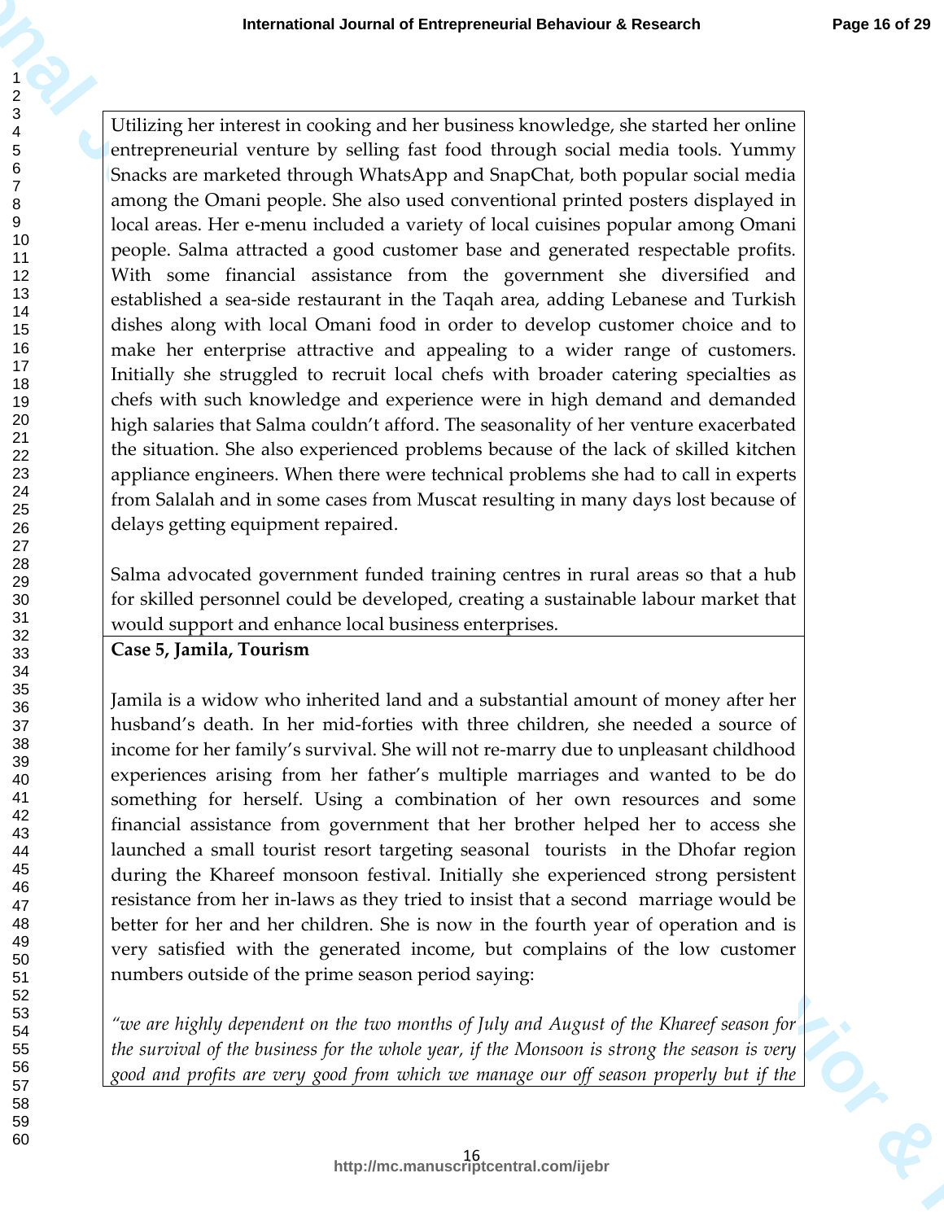Utilizing her interest in cooking and her business knowledge, she started her online entrepreneurial venture by selling fast food through social media tools. Yummy Snacks are marketed through WhatsApp and SnapChat, both popular social media among the Omani people. She also used conventional printed posters displayed in local areas. Her e-menu included a variety of local cuisines popular among Omani people. Salma attracted a good customer base and generated respectable profits. With some financial assistance from the government she diversified and established a sea-side restaurant in the Taqah area, adding Lebanese and Turkish dishes along with local Omani food in order to develop customer choice and to make her enterprise attractive and appealing to a wider range of customers. Initially she struggled to recruit local chefs with broader catering specialties as chefs with such knowledge and experience were in high demand and demanded high salaries that Salma couldn't afford. The seasonality of her venture exacerbated the situation. She also experienced problems because of the lack of skilled kitchen appliance engineers. When there were technical problems she had to call in experts from Salalah and in some cases from Muscat resulting in many days lost because of delays getting equipment repaired.

Salma advocated government funded training centres in rural areas so that a hub for skilled personnel could be developed, creating a sustainable labour market that would support and enhance local business enterprises.

**Case 5, Jamila, Tourism**

Jamila is a widow who inherited land and a substantial amount of money after her husband's death. In her mid-forties with three children, she needed a source of income for her family's survival. She will not re-marry due to unpleasant childhood experiences arising from her father's multiple marriages and wanted to be do something for herself. Using a combination of her own resources and some financial assistance from government that her brother helped her to access she launched a small tourist resort targeting seasonal tourists in the Dhofar region during the Khareef monsoon festival. Initially she experienced strong persistent resistance from her in-laws as they tried to insist that a second marriage would be better for her and her children. She is now in the fourth year of operation and is very satisfied with the generated income, but complains of the low customer numbers outside of the prime season period saying:

*"we are highly dependent on the two months of July and August of the Khareef season for the survival of the business for the whole year, if the Monsoon is strong the season is very good and profits are very good from which we manage our off season properly but if the*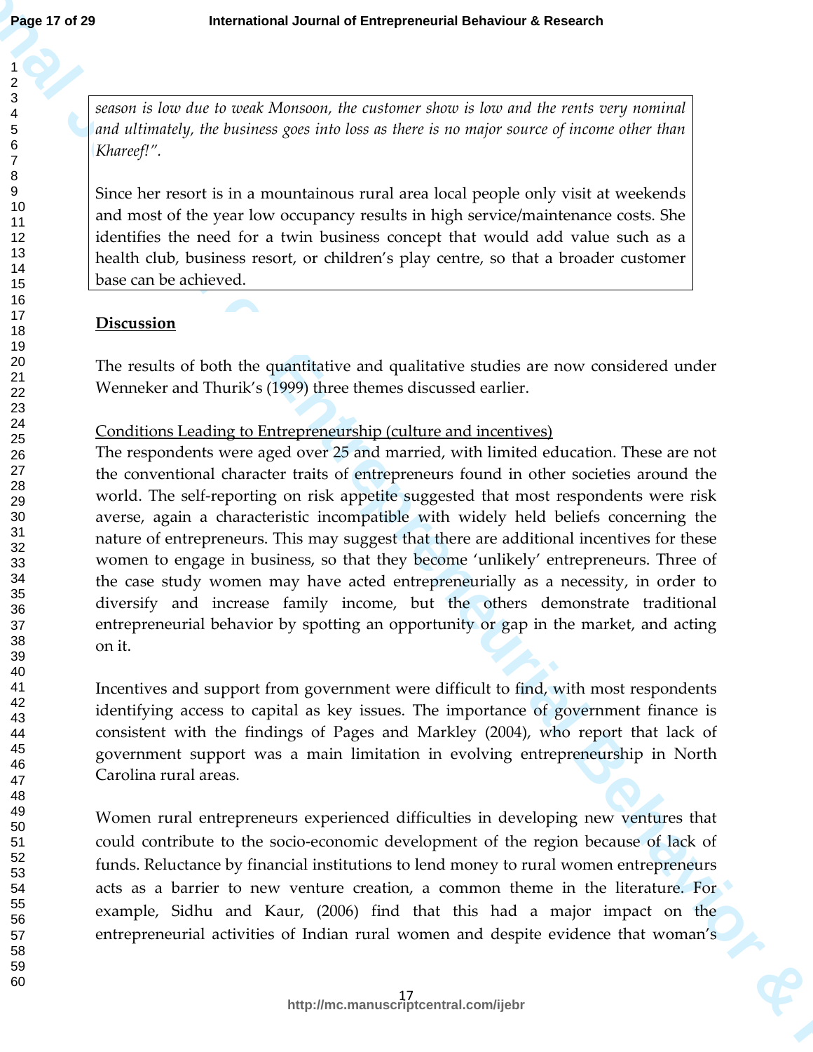*season is low due to weak Monsoon, the customer show is low and the rents very nominal and ultimately, the business goes into loss as there is no major source of income other than Khareef!".*

Since her resort is in a mountainous rural area local people only visit at weekends and most of the year low occupancy results in high service/maintenance costs. She identifies the need for a twin business concept that would add value such as a health club, business resort, or children's play centre, so that a broader customer base can be achieved.

## Discussion

The results of both the quantitative and qualitative studies are now considered under Wenneker and Thurik's (1999) three themes discussed earlier.

### Conditions Leading to Entrepreneurship (culture and incentives)

The respondents were aged over 25 and married, with limited education. These are not the conventional character traits of entrepreneurs found in other societies around the world. The self-reporting on risk appetite suggested that most respondents were risk averse, again a characteristic incompatible with widely held beliefs concerning the nature of entrepreneurs. This may suggest that there are additional incentives for these women to engage in business, so that they become 'unlikely' entrepreneurs. Three of the case study women may have acted entrepreneurially as a necessity, in order to diversify and increase family income, but the others demonstrate traditional entrepreneurial behavior by spotting an opportunity or gap in the market, and acting on it.

Incentives and support from government were difficult to find, with most respondents identifying access to capital as key issues. The importance of government finance is consistent with the findings of Pages and Markley (2004), who report that lack of government support was a main limitation in evolving entrepreneurship in North Carolina rural areas.

Women rural entrepreneurs experienced difficulties in developing new ventures that could contribute to the socio-economic development of the region because of lack of funds. Reluctance by financial institutions to lend money to rural women entrepreneurs acts as a barrier to new venture creation, a common theme in the literature. For example, Sidhu and Kaur, (2006) find that this had a major impact on the entrepreneurial activities of Indian rural women and despite evidence that woman's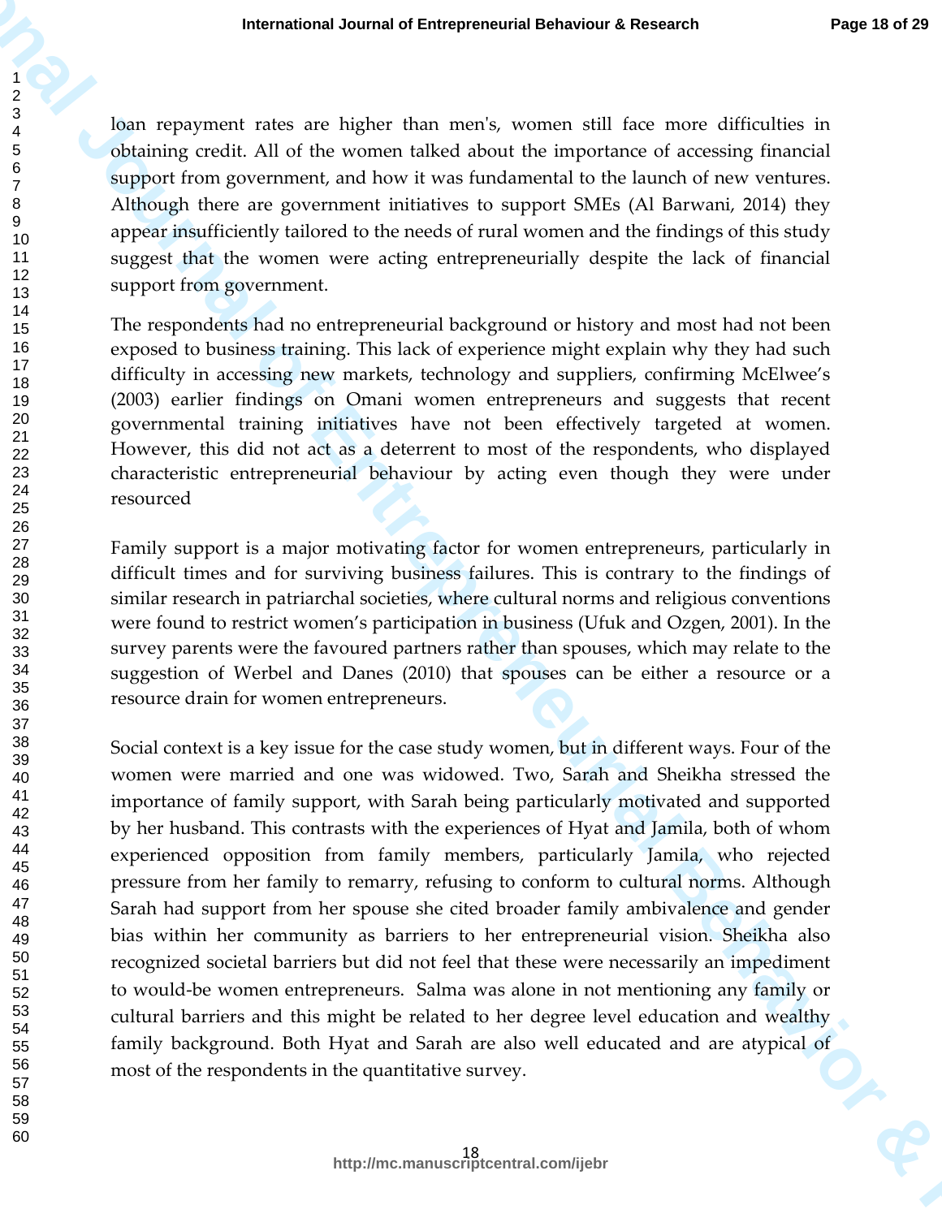loan repayment rates are higher than men's, women still face more difficulties in obtaining credit. All of the women talked about the importance of accessing financial support from government, and how it was fundamental to the launch of new ventures. Although there are government initiatives to support SMEs (Al Barwani, 2014) they appear insufficiently tailored to the needs of rural women and the findings of this study suggest that the women were acting entrepreneurially despite the lack of financial support from government.

The respondents had no entrepreneurial background or history and most had not been exposed to business training. This lack of experience might explain why they had such difficulty in accessing new markets, technology and suppliers, confirming McElwee's (2003) earlier findings on Omani women entrepreneurs and suggests that recent governmental training initiatives have not been effectively targeted at women. However, this did not act as a deterrent to most of the respondents, who displayed characteristic entrepreneurial behaviour by acting even though they were under resourced

Family support is a major motivating factor for women entrepreneurs, particularly in difficult times and for surviving business failures. This is contrary to the findings of similar research in patriarchal societies, where cultural norms and religious conventions were found to restrict women's participation in business (Ufuk and Ozgen, 2001). In the survey parents were the favoured partners rather than spouses, which may relate to the suggestion of Werbel and Danes (2010) that spouses can be either a resource or a resource drain for women entrepreneurs.

Social context is a key issue for the case study women, but in different ways. Four of the women were married and one was widowed. Two, Sarah and Sheikha stressed the importance of family support, with Sarah being particularly motivated and supported by her husband. This contrasts with the experiences of Hyat and Jamila, both of whom experienced opposition from family members, particularly Jamila, who rejected pressure from her family to remarry, refusing to conform to cultural norms. Although Sarah had support from her spouse she cited broader family ambivalence and gender bias within her community as barriers to her entrepreneurial vision. Sheikha also recognized societal barriers but did not feel that these were necessarily an impediment to would-be women entrepreneurs. Salma was alone in not mentioning any family or cultural barriers and this might be related to her degree level education and wealthy family background. Both Hyat and Sarah are also well educated and are atypical of most of the respondents in the quantitative survey.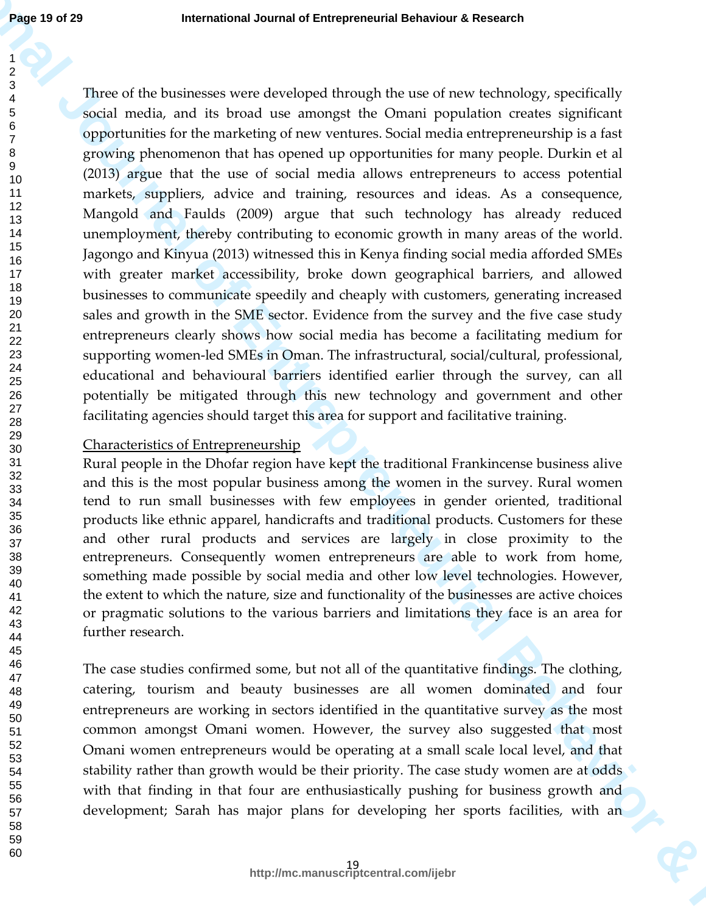Three of the businesses were developed through the use of new technology, specifically social media, and its broad use amongst the Omani population creates significant opportunities for the marketing of new ventures. Social media entrepreneurship is a fast growing phenomenon that has opened up opportunities for many people. Durkin et al (2013) argue that the use of social media allows entrepreneurs to access potential markets, suppliers, advice and training, resources and ideas. As a consequence, Mangold and Faulds (2009) argue that such technology has already reduced unemployment, thereby contributing to economic growth in many areas of the world. Jagongo and Kinyua (2013) witnessed this in Kenya finding social media afforded SMEs with greater market accessibility, broke down geographical barriers, and allowed businesses to communicate speedily and cheaply with customers, generating increased sales and growth in the SME sector. Evidence from the survey and the five case study entrepreneurs clearly shows how social media has become a facilitating medium for supporting women-led SMEs in Oman. The infrastructural, social/cultural, professional, educational and behavioural barriers identified earlier through the survey, can all potentially be mitigated through this new technology and government and other facilitating agencies should target this area for support and facilitative training.

Characteristics of Entrepreneurship

Rural people in the Dhofar region have kept the traditional Frankincense business alive and this is the most popular business among the women in the survey. Rural women tend to run small businesses with few employees in gender oriented, traditional products like ethnic apparel, handicrafts and traditional products. Customers for these and other rural products and services are largely in close proximity to the entrepreneurs. Consequently women entrepreneurs are able to work from home, something made possible by social media and other low level technologies. However, the extent to which the nature, size and functionality of the businesses are active choices or pragmatic solutions to the various barriers and limitations they face is an area for further research.

The case studies confirmed some, but not all of the quantitative findings. The clothing, catering, tourism and beauty businesses are all women dominated and four entrepreneurs are working in sectors identified in the quantitative survey as the most common amongst Omani women. However, the survey also suggested that most Omani women entrepreneurs would be operating at a small scale local level, and that stability rather than growth would be their priority. The case study women are at odds with that finding in that four are enthusiastically pushing for business growth and development; Sarah has major plans for developing her sports facilities, with an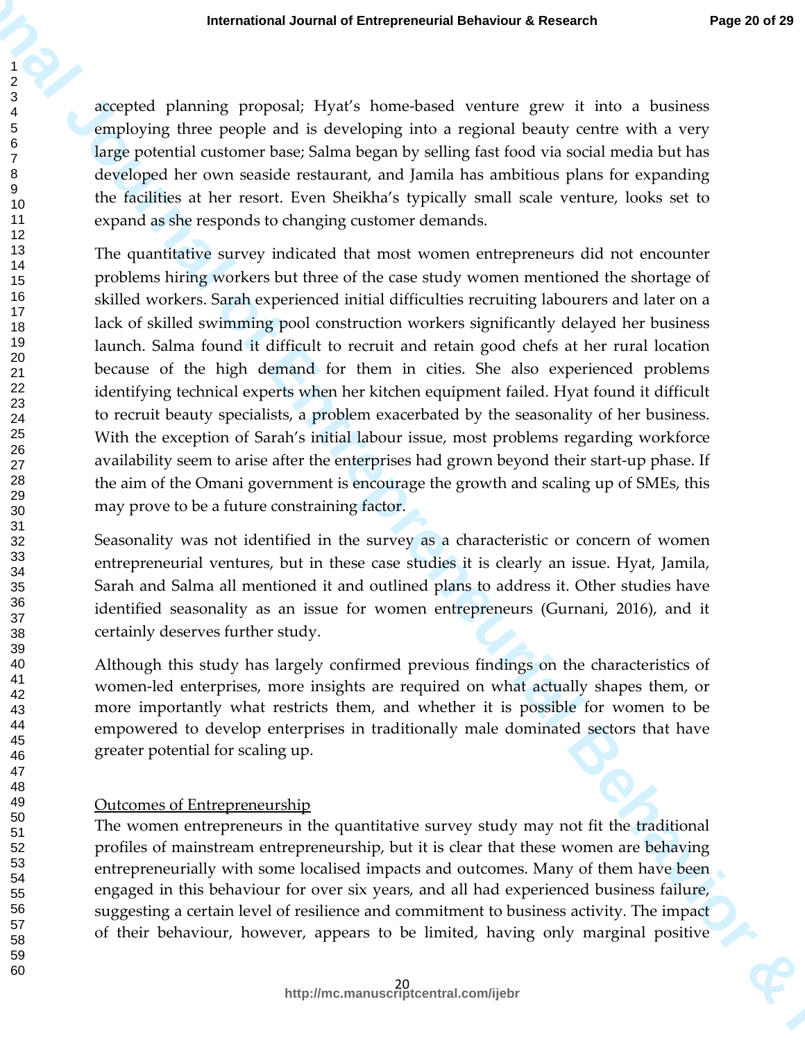accepted planning proposal; Hyat's home-based venture grew it into a business employing three people and is developing into a regional beauty centre with a very large potential customer base; Salma began by selling fast food via social media but has developed her own seaside restaurant, and Jamila has ambitious plans for expanding the facilities at her resort. Even Sheikha's typically small scale venture, looks set to expand as she responds to changing customer demands.

The quantitative survey indicated that most women entrepreneurs did not encounter problems hiring workers but three of the case study women mentioned the shortage of skilled workers. Sarah experienced initial difficulties recruiting labourers and later on a lack of skilled swimming pool construction workers significantly delayed her business launch. Salma found it difficult to recruit and retain good chefs at her rural location because of the high demand for them in cities. She also experienced problems identifying technical experts when her kitchen equipment failed. Hyat found it difficult to recruit beauty specialists, a problem exacerbated by the seasonality of her business. With the exception of Sarah's initial labour issue, most problems regarding workforce availability seem to arise after the enterprises had grown beyond their start-up phase. If the aim of the Omani government is encourage the growth and scaling up of SMEs, this may prove to be a future constraining factor.

Seasonality was not identified in the survey as a characteristic or concern of women entrepreneurial ventures, but in these case studies it is clearly an issue. Hyat, Jamila, Sarah and Salma all mentioned it and outlined plans to address it. Other studies have identified seasonality as an issue for women entrepreneurs (Gurnani, 2016), and it certainly deserves further study.

Although this study has largely confirmed previous findings on the characteristics of women-led enterprises, more insights are required on what actually shapes them, or more importantly what restricts them, and whether it is possible for women to be empowered to develop enterprises in traditionally male dominated sectors that have greater potential for scaling up.

## Outcomes of Entrepreneurship

The women entrepreneurs in the quantitative survey study may not fit the traditional profiles of mainstream entrepreneurship, but it is clear that these women are behaving entrepreneurially with some localised impacts and outcomes. Many of them have been engaged in this behaviour for over six years, and all had experienced business failure, suggesting a certain level of resilience and commitment to business activity. The impact of their behaviour, however, appears to be limited, having only marginal positive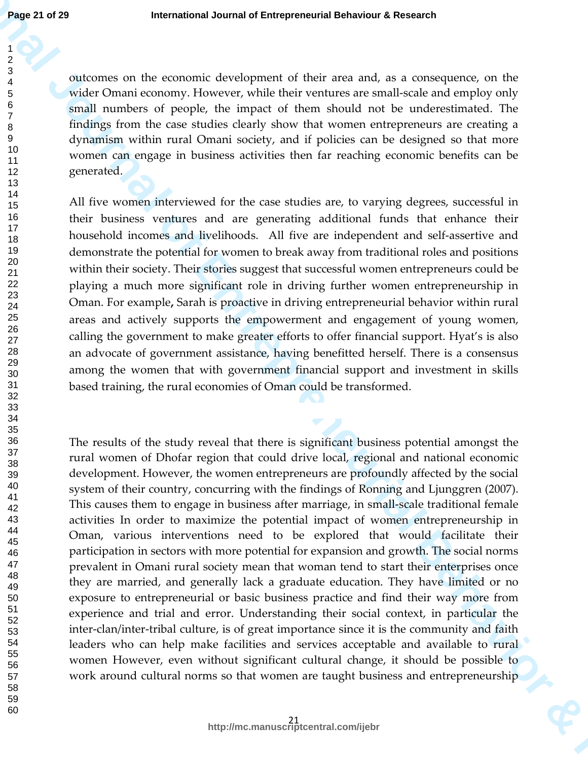outcomes on the economic development of their area and, as a consequence, on the wider Omani economy. However, while their ventures are small-scale and employ only small numbers of people, the impact of them should not be underestimated. The findings from the case studies clearly show that women entrepreneurs are creating a dynamism within rural Omani society, and if policies can be designed so that more women can engage in business activities then far reaching economic benefits can be generated.

All five women interviewed for the case studies are, to varying degrees, successful in their business ventures and are generating additional funds that enhance their household incomes and livelihoods. All five are independent and self-assertive and demonstrate the potential for women to break away from traditional roles and positions within their society. Their stories suggest that successful women entrepreneurs could be playing a much more significant role in driving further women entrepreneurship in Oman. For example**,** Sarah is proactive in driving entrepreneurial behavior within rural areas and actively supports the empowerment and engagement of young women, calling the government to make greater efforts to offer financial support. Hyat's is also an advocate of government assistance, having benefitted herself. There is a consensus among the women that with government financial support and investment in skills based training, the rural economies of Oman could be transformed.

The results of the study reveal that there is significant business potential amongst the rural women of Dhofar region that could drive local, regional and national economic development. However, the women entrepreneurs are profoundly affected by the social system of their country, concurring with the findings of Ronning and Ljunggren (2007). This causes them to engage in business after marriage, in small-scale traditional female activities In order to maximize the potential impact of women entrepreneurship in Oman, various interventions need to be explored that would facilitate their participation in sectors with more potential for expansion and growth. The social norms prevalent in Omani rural society mean that woman tend to start their enterprises once they are married, and generally lack a graduate education. They have limited or no exposure to entrepreneurial or basic business practice and find their way more from experience and trial and error. Understanding their social context, in particular the inter-clan/inter-tribal culture, is of great importance since it is the community and faith leaders who can help make facilities and services acceptable and available to rural women However, even without significant cultural change, it should be possible to work around cultural norms so that women are taught business and entrepreneurship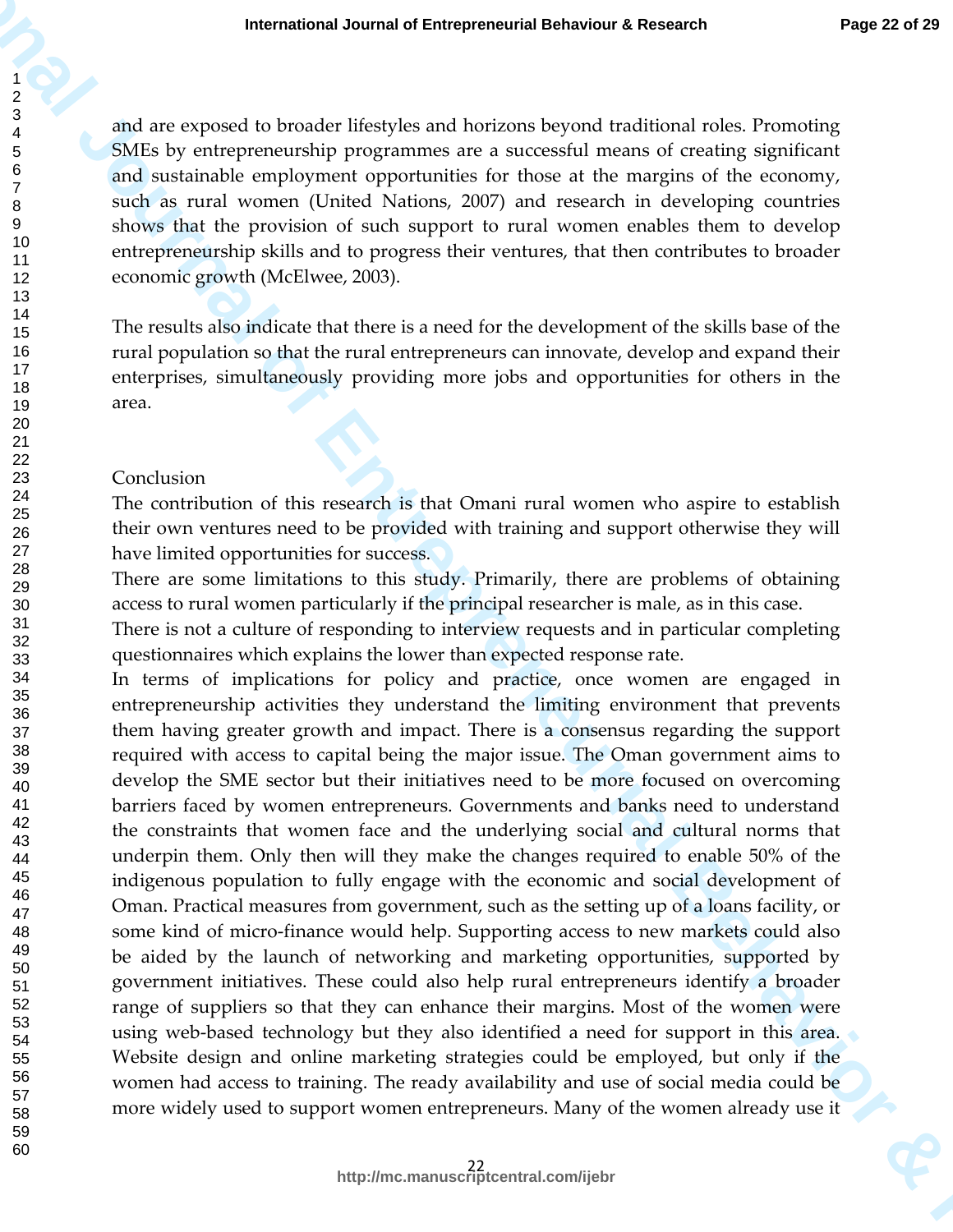and are exposed to broader lifestyles and horizons beyond traditional roles. Promoting SMEs by entrepreneurship programmes are a successful means of creating significant and sustainable employment opportunities for those at the margins of the economy, such as rural women (United Nations, 2007) and research in developing countries shows that the provision of such support to rural women enables them to develop entrepreneurship skills and to progress their ventures, that then contributes to broader economic growth (McElwee, 2003).

The results also indicate that there is a need for the development of the skills base of the rural population so that the rural entrepreneurs can innovate, develop and expand their enterprises, simultaneously providing more jobs and opportunities for others in the area.

## Conclusion

The contribution of this research is that Omani rural women who aspire to establish their own ventures need to be provided with training and support otherwise they will have limited opportunities for success.

There are some limitations to this study. Primarily, there are problems of obtaining access to rural women particularly if the principal researcher is male, as in this case.

There is not a culture of responding to interview requests and in particular completing questionnaires which explains the lower than expected response rate.

In terms of implications for policy and practice, once women are engaged in entrepreneurship activities they understand the limiting environment that prevents them having greater growth and impact. There is a consensus regarding the support required with access to capital being the major issue. The Oman government aims to develop the SME sector but their initiatives need to be more focused on overcoming barriers faced by women entrepreneurs. Governments and banks need to understand the constraints that women face and the underlying social and cultural norms that underpin them. Only then will they make the changes required to enable 50% of the indigenous population to fully engage with the economic and social development of Oman. Practical measures from government, such as the setting up of a loans facility, or some kind of micro-finance would help. Supporting access to new markets could also be aided by the launch of networking and marketing opportunities, supported by government initiatives. These could also help rural entrepreneurs identify a broader range of suppliers so that they can enhance their margins. Most of the women were using web-based technology but they also identified a need for support in this area. Website design and online marketing strategies could be employed, but only if the women had access to training. The ready availability and use of social media could be more widely used to support women entrepreneurs. Many of the women already use it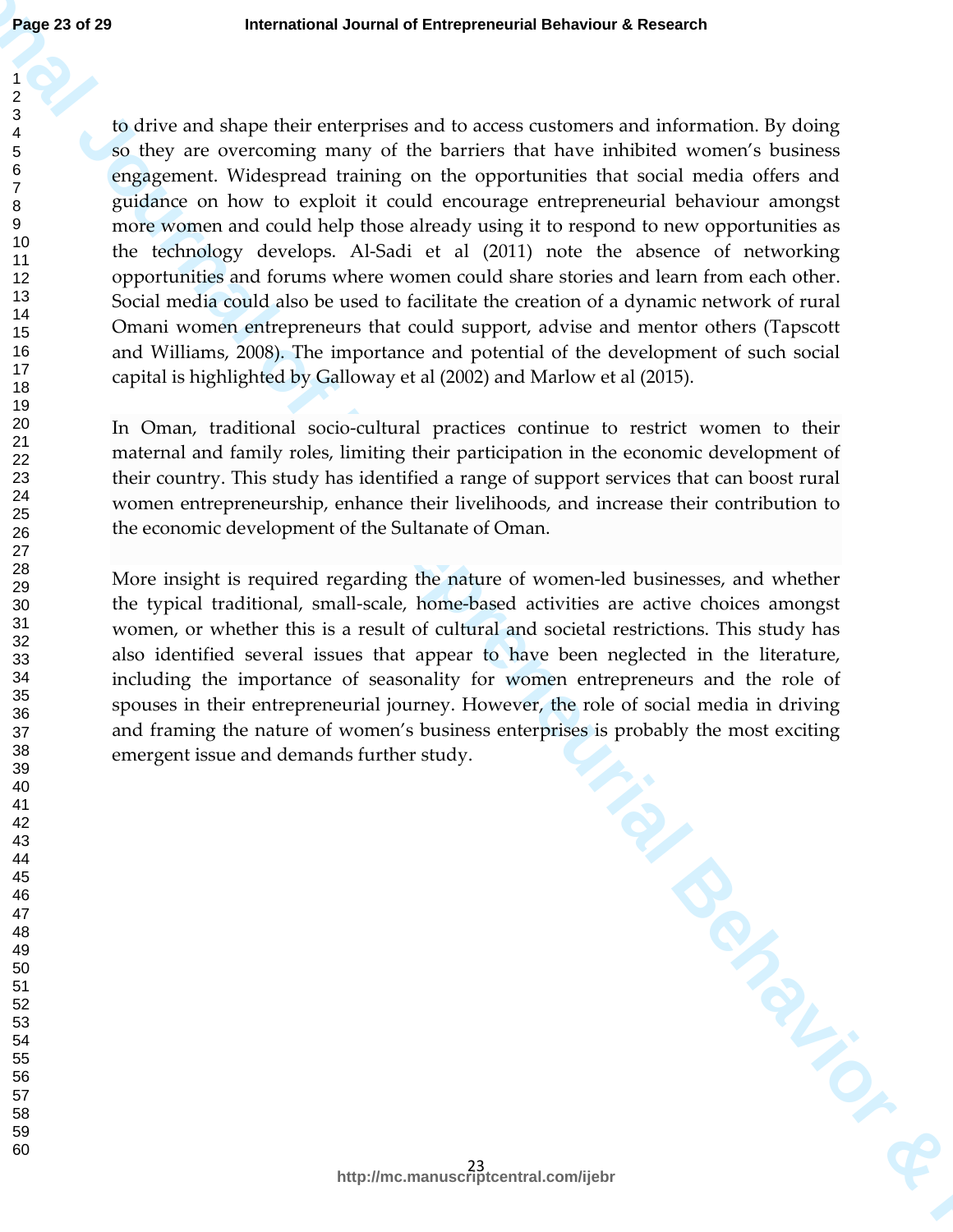to drive and shape their enterprises and to access customers and information. By doing so they are overcoming many of the barriers that have inhibited women's business engagement. Widespread training on the opportunities that social media offers and guidance on how to exploit it could encourage entrepreneurial behaviour amongst more women and could help those already using it to respond to new opportunities as the technology develops. Al-Sadi et al (2011) note the absence of networking opportunities and forums where women could share stories and learn from each other. Social media could also be used to facilitate the creation of a dynamic network of rural Omani women entrepreneurs that could support, advise and mentor others (Tapscott and Williams, 2008). The importance and potential of the development of such social capital is highlighted by Galloway et al (2002) and Marlow et al (2015).

In Oman, traditional socio-cultural practices continue to restrict women to their maternal and family roles, limiting their participation in the economic development of their country. This study has identified a range of support services that can boost rural women entrepreneurship, enhance their livelihoods, and increase their contribution to the economic development of the Sultanate of Oman.

More insight is required regarding the nature of women-led businesses, and whether the typical traditional, small-scale, home-based activities are active choices amongst women, or whether this is a result of cultural and societal restrictions. This study has also identified several issues that appear to have been neglected in the literature, including the importance of seasonality for women entrepreneurs and the role of spouses in their entrepreneurial journey. However, the role of social media in driving and framing the nature of women's business enterprises is probably the most exciting emergent issue and demands further study.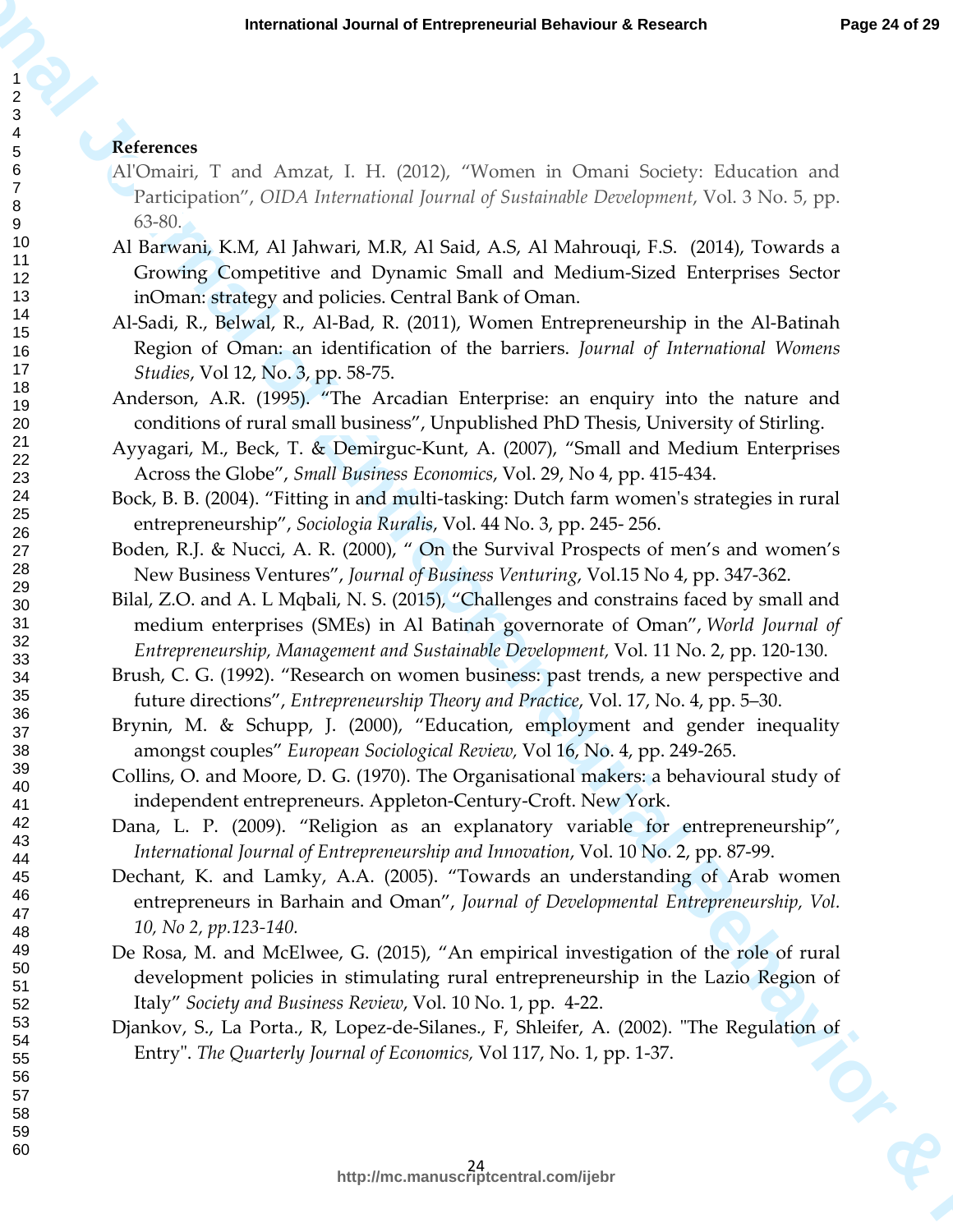**References**

Al'Omairi, T and Amzat, I. H. (2012), "Women in Omani Society: Education and Participation", *OIDA International Journal of Sustainable Development*, Vol. 3 No. 5, pp. 63-80.

Al Barwani, K.M, Al Jahwari, M.R, Al Said, A.S, Al Mahrouqi, F.S. (2014), Towards a Growing Competitive and Dynamic Small and Medium-Sized Enterprises Sector inOman: strategy and policies. Central Bank of Oman.

Al-Sadi, R., Belwal, R., Al-Bad, R. (2011), Women Entrepreneurship in the Al-Batinah Region of Oman: an identification of the barriers. *Journal of International Womens Studies*, Vol 12, No. 3, pp. 58-75.

Anderson, A.R. (1995). "The Arcadian Enterprise: an enquiry into the nature and conditions of rural small business", Unpublished PhD Thesis, University of Stirling.

Ayyagari, M., Beck, T. & Demirguc-Kunt, A. (2007), "Small and Medium Enterprises Across the Globe", *Small Business Economics*, Vol. 29, No 4, pp. 415-434.

Bock, B. B. (2004). "Fitting in and multi-tasking: Dutch farm women's strategies in rural entrepreneurship", *Sociologia Ruralis*, Vol. 44 No. 3, pp. 245- 256.

Boden, R.J. & Nucci, A. R. (2000), " On the Survival Prospects of men's and women's New Business Ventures", *Journal of Business Venturing*, Vol.15 No 4, pp. 347-362.

Bilal, Z.O. and A. L Mqbali, N. S. (2015), "Challenges and constrains faced by small and medium enterprises (SMEs) in Al Batinah governorate of Oman", *World Journal of Entrepreneurship, Management and Sustainable Development*, Vol. 11 No. 2, pp. 120-130.

Brush, C. G. (1992). "Research on women business: past trends, a new perspective and future directions", *Entrepreneurship Theory and Practice*, Vol. 17, No. 4, pp. 5–30.

Brynin, M. & Schupp, J. (2000), "Education, employment and gender inequality amongst couples" *European Sociological Review*, Vol 16, No. 4, pp. 249-265.

Collins, O. and Moore, D. G. (1970). The Organisational makers: a behavioural study of independent entrepreneurs. Appleton-Century-Croft. New York.

Dana, L. P. (2009). "Religion as an explanatory variable for entrepreneurship", *International Journal of Entrepreneurship and Innovation*, Vol. 10 No. 2, pp. 87-99.

Dechant, K. and Lamky, A.A. (2005). "Towards an understanding of Arab women entrepreneurs in Barhain and Oman", *Journal of Developmental Entrepreneurship, Vol. 10, No 2, pp.123-140.*

De Rosa, M. and McElwee, G. (2015), "An empirical investigation of the role of rural development policies in stimulating rural entrepreneurship in the Lazio Region of Italy" *Society and Business Review*, Vol. 10 No. 1, pp. 4-22.

Djankov, S., La Porta., R, Lopez-de-Silanes., F, Shleifer, A. (2002). "The Regulation of Entry". *The Quarterly Journal of Economics*, Vol 117, No. 1, pp. 1-37.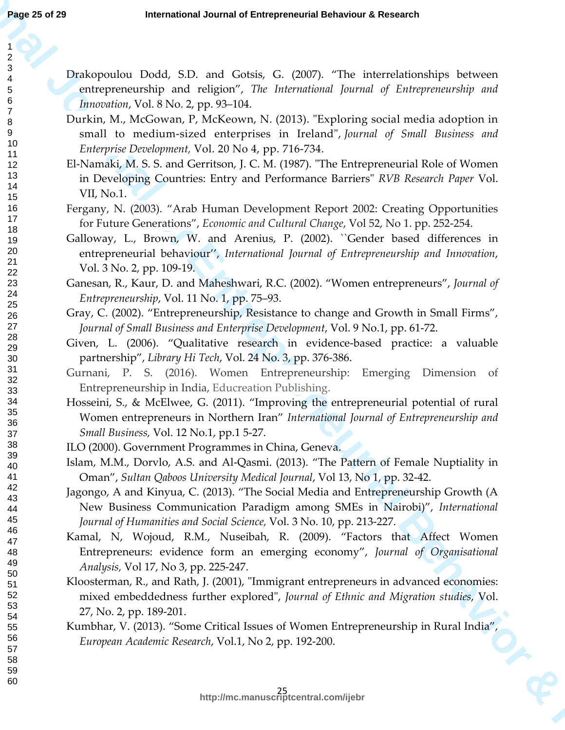Drakopoulou Dodd, S.D. and Gotsis, G. (2007). "The interrelationships between entrepreneurship and religion", *The International Journal of Entrepreneurship and Innovation*, Vol. 8 No. 2, pp. 93–104.

Durkin, M., McGowan, P, McKeown, N. (2013). "Exploring social media adoption in small to medium-sized enterprises in Ireland", *Journal of Small Business and Enterprise Development,* Vol. 20 No 4, pp. 716-734.

El-Namaki, M. S. S. and Gerritson, J. C. M. (1987). "The Entrepreneurial Role of Women in Developing Countries: Entry and Performance Barriers" *RVB Research Paper* Vol. VII, No.1.

Fergany, N. (2003). "Arab Human Development Report 2002: Creating Opportunities for Future Generations", *Economic and Cultural Change*, Vol 52, No 1. pp. 252-254.

Galloway, L., Brown, W. and Arenius, P. (2002). ``Gender based differences in entrepreneurial behaviour'', *International Journal of Entrepreneurship and Innovation*, Vol. 3 No. 2, pp. 109-19.

Ganesan, R., Kaur, D. and Maheshwari, R.C. (2002). "Women entrepreneurs", *Journal of Entrepreneurship*, Vol. 11 No. 1, pp. 75–93.

Gray, C. (2002). "Entrepreneurship, Resistance to change and Growth in Small Firms", *Journal of Small Business and Enterprise Development*, Vol. 9 No.1, pp. 61-72.

Given, L. (2006). "Qualitative research in evidence-based practice: a valuable partnership", *Library Hi Tech*, Vol. 24 No. 3, pp. 376-386.

Gurnani, P. S. (2016). Women Entrepreneurship: Emerging Dimension of Entrepreneurship in India, Educreation Publishing.

Hosseini, S., & McElwee, G. (2011). "Improving the entrepreneurial potential of rural Women entrepreneurs in Northern Iran" *International Journal of Entrepreneurship and Small Business,* Vol. 12 No.1, pp.1 5-27.

ILO (2000). Government Programmes in China, Geneva.

Islam, M.M., Dorvlo, A.S. and Al-Qasmi. (2013). "The Pattern of Female Nuptiality in Oman", *Sultan Qaboos University Medical Journal*, Vol 13, No 1, pp. 32-42.

Jagongo, A and Kinyua, C. (2013). "The Social Media and Entrepreneurship Growth (A New Business Communication Paradigm among SMEs in Nairobi)", *International Journal of Humanities and Social Science,* Vol. 3 No. 10, pp. 213-227.

Kamal, N, Wojoud, R.M., Nuseibah, R. (2009). "Factors that Affect Women Entrepreneurs: evidence form an emerging economy", *Journal of Organisational Analysis,* Vol 17, No 3, pp. 225-247.

Kloosterman, R., and Rath, J. (2001), "Immigrant entrepreneurs in advanced economies: mixed embeddedness further explored", *Journal of Ethnic and Migration studies*, Vol. 27, No. 2, pp. 189-201.

Kumbhar, V. (2013). "Some Critical Issues of Women Entrepreneurship in Rural India", *European Academic Research*, Vol.1, No 2, pp. 192-200.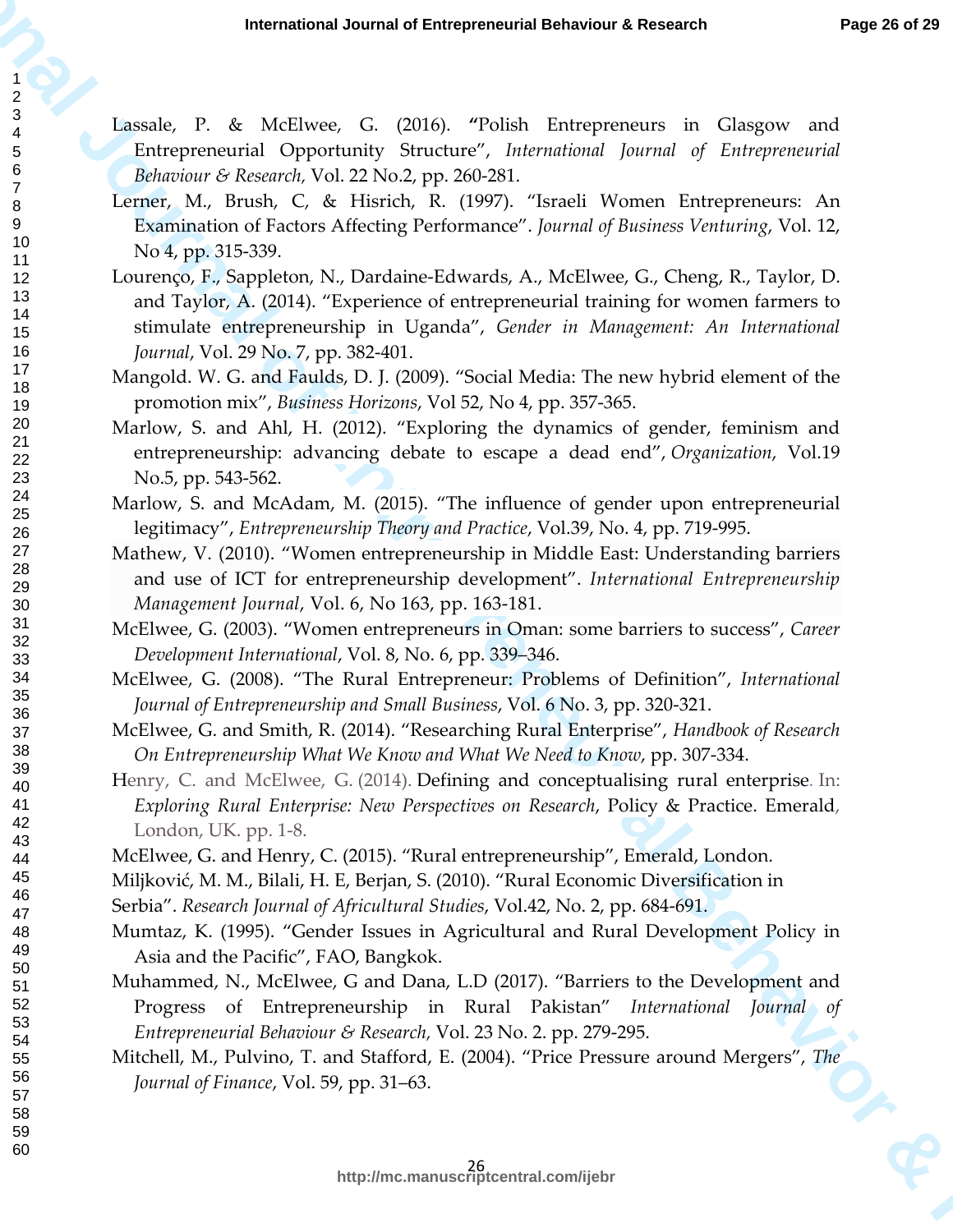Lassale, P. & McElwee, G. (2016). "Polish Entrepreneurs in Glasgow and Entrepreneurial Opportunity Structure", *International Journal of Entrepreneurial Behaviour & Research,* Vol. 22 No.2, pp. 260-281.

Lerner, M., Brush, C, & Hisrich, R. (1997). "Israeli Women Entrepreneurs: An Examination of Factors Affecting Performance". *Journal of Business Venturing*, Vol. 12, No 4, pp. 315-339.

Lourenço, F., Sappleton, N., Dardaine-Edwards, A., McElwee, G., Cheng, R., Taylor, D. and Taylor, A. (2014). "Experience of entrepreneurial training for women farmers to stimulate entrepreneurship in Uganda", *Gender in Management: An International Journal*, Vol. 29 No. 7, pp. 382-401.

Mangold. W. G. and Faulds, D. J. (2009). "Social Media: The new hybrid element of the promotion mix", *Business Horizons*, Vol 52, No 4, pp. 357-365.

Marlow, S. and Ahl, H. (2012). "Exploring the dynamics of gender, feminism and entrepreneurship: advancing debate to escape a dead end", *Organization*, Vol.19 No.5, pp. 543-562.

Marlow, S. and McAdam, M. (2015). "The influence of gender upon entrepreneurial legitimacy", *Entrepreneurship Theory and Practice*, Vol.39, No. 4, pp. 719-995.

Mathew, V. (2010). "Women entrepreneurship in Middle East: Understanding barriers and use of ICT for entrepreneurship development". *International Entrepreneurship Management Journal*, Vol. 6, No 163, pp. 163-181.

McElwee, G. (2003). "Women entrepreneurs in Oman: some barriers to success", *Career Development International*, Vol. 8, No. 6, pp. 339–346.

McElwee, G. (2008). "The Rural Entrepreneur: Problems of Definition", *International Journal of Entrepreneurship and Small Business*, Vol. 6 No. 3, pp. 320-321.

McElwee, G. and Smith, R. (2014). "Researching Rural Enterprise", *Handbook of Research On Entrepreneurship What We Know and What We Need to Know*, pp. 307-334.

Henry, C. and McElwee, G. (2014). Defining and conceptualising rural enterprise. In: *Exploring Rural Enterprise: New Perspectives on Research*, Policy & Practice. Emerald, London, UK. pp. 1-8.

McElwee, G. and Henry, C. (2015). "Rural entrepreneurship", Emerald, London.

Miljković, M. M., Bilali, H. E, Berjan, S. (2010). "Rural Economic Diversification in Serbia". *Research Journal of Africultural Studies*, Vol.42, No. 2, pp. 684-691.

Mumtaz, K. (1995). "Gender Issues in Agricultural and Rural Development Policy in Asia and the Pacific", FAO, Bangkok.

Muhammed, N., McElwee, G and Dana, L.D (2017). "Barriers to the Development and Progress of Entrepreneurship in Rural Pakistan" *International Journal of Entrepreneurial Behaviour & Research,* Vol. 23 No. 2. pp. 279-295.

Mitchell, M., Pulvino, T. and Stafford, E. (2004). "Price Pressure around Mergers", *The Journal of Finance*, Vol. 59, pp. 31–63.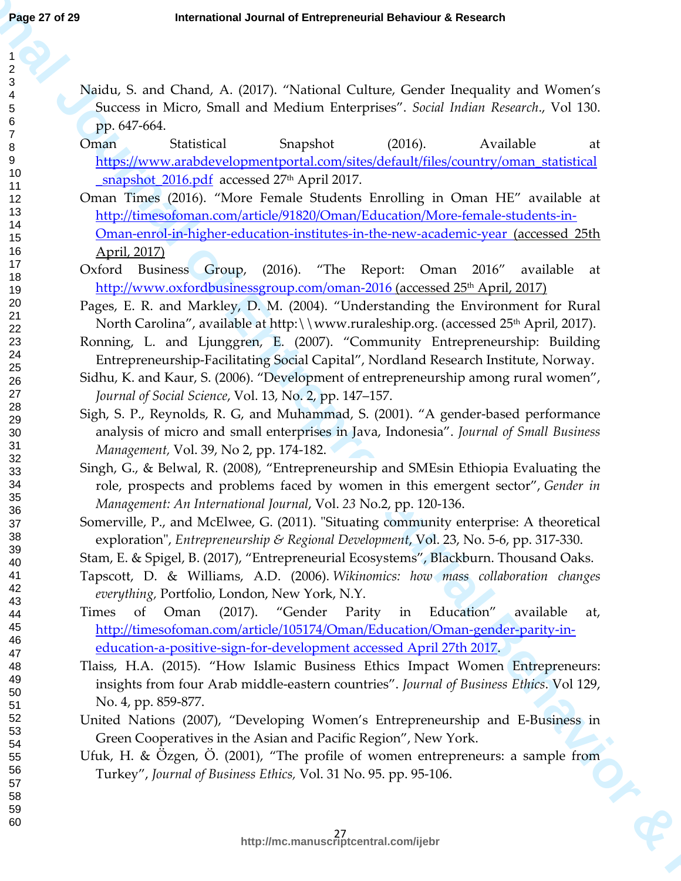Naidu, S. and Chand, A. (2017). “National Culture, Gender Inequality and Women’s Success in Micro, Small and Medium Enterprises”. *Social Indian Research*., Vol 130. pp. 647-664.

Oman Statistical Snapshot (2016). Available at https://www.arabdevelopmentportal.com/sites/default/files/country/oman_statistical_snapshot_2016.pdf accessed 27th April 2017.

Oman Times (2016). “More Female Students Enrolling in Oman HE” available at http://timesofoman.com/article/91820/Oman/Education/More-female-students-in-Oman-enrol-in-higher-education-institutes-in-the-new-academic-year (accessed 25th April, 2017)

Oxford Business Group, (2016). “The Report: Oman 2016” available at http://www.oxfordbusinessgroup.com/oman-2016 (accessed 25th April, 2017)

Pages, E. R. and Markley, D. M. (2004). “Understanding the Environment for Rural North Carolina”, available at http:\\www.ruraleship.org. (accessed 25th April, 2017).

Ronning, L. and Ljunggren, E. (2007). “Community Entrepreneurship: Building Entrepreneurship-Facilitating Social Capital”, Nordland Research Institute, Norway.

Sidhu, K. and Kaur, S. (2006). “Development of entrepreneurship among rural women”, *Journal of Social Science*, Vol. 13, No. 2, pp. 147–157.

Sigh, S. P., Reynolds, R. G, and Muhammad, S. (2001). “A gender-based performance analysis of micro and small enterprises in Java, Indonesia”. *Journal of Small Business Management,* Vol. 39, No 2, pp. 174-182.

Singh, G., & Belwal, R. (2008), “Entrepreneurship and SMEsin Ethiopia Evaluating the role, prospects and problems faced by women in this emergent sector”, *Gender in Management: An International Journal*, Vol. *23* No.2, pp. 120-136.

Somerville, P., and McElwee, G. (2011). "Situating community enterprise: A theoretical exploration", *Entrepreneurship & Regional Development*, Vol. 23, No. 5-6, pp. 317-330.

Stam, E. & Spigel, B. (2017), “Entrepreneurial Ecosystems”, Blackburn. Thousand Oaks.

Tapscott, D. & Williams, A.D. (2006). *Wikinomics: how mass collaboration changes everything,* Portfolio, London, New York, N.Y.

Times of Oman (2017). “Gender Parity in Education” available at, http://timesofoman.com/article/105174/Oman/Education/Oman-gender-parity-in-education-a-positive-sign-for-development accessed April 27th 2017.

Tlaiss, H.A. (2015). “How Islamic Business Ethics Impact Women Entrepreneurs: insights from four Arab middle-eastern countries”. *Journal of Business Ethics*. Vol 129, No. 4, pp. 859-877.

United Nations (2007), “Developing Women’s Entrepreneurship and E-Business in Green Cooperatives in the Asian and Pacific Region”, New York.

Ufuk, H. & Özgen, Ö. (2001), “The profile of women entrepreneurs: a sample from Turkey”, *Journal of Business Ethics,* Vol. 31 No. 95. pp. 95-106.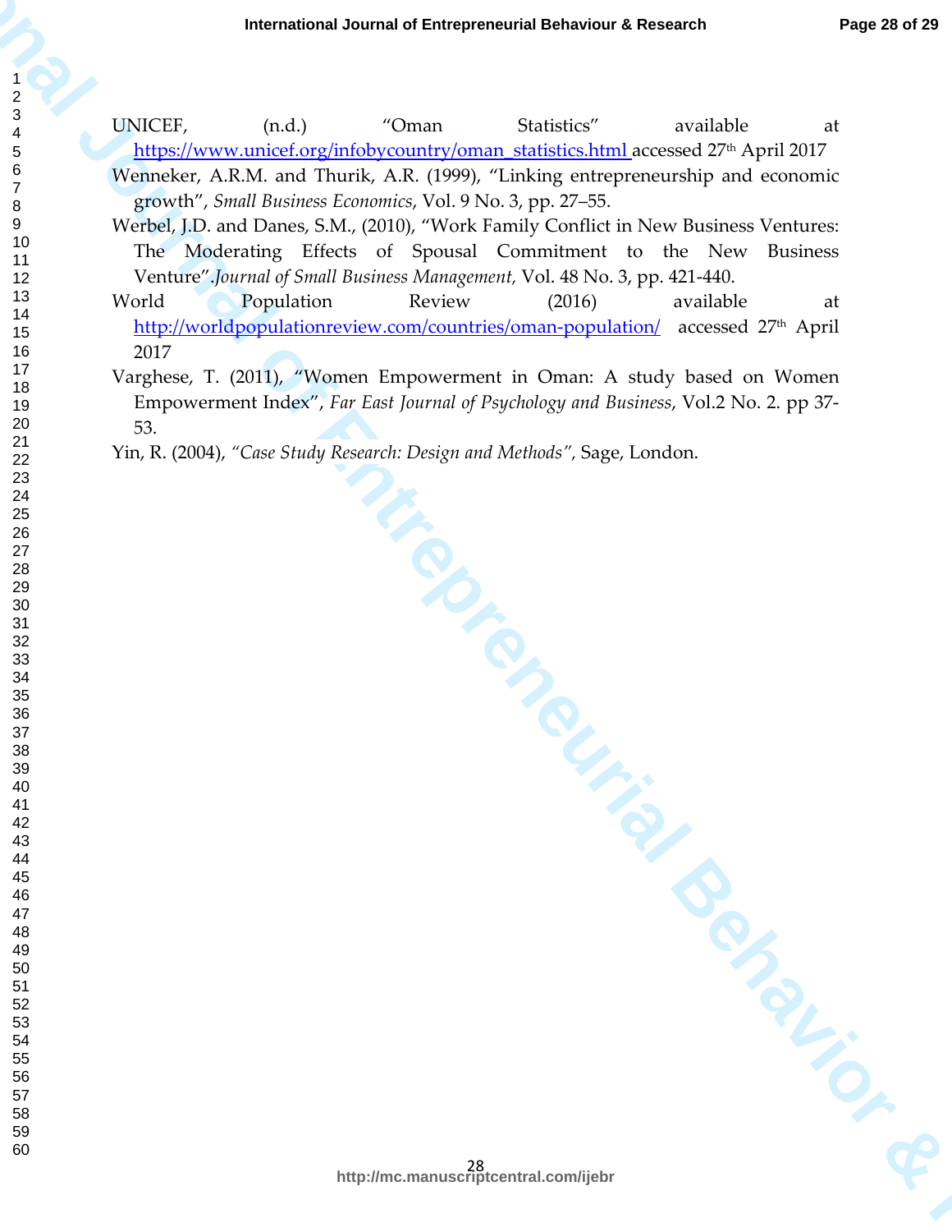UNICEF, (n.d.) "Oman Statistics" available at https://www.unicef.org/infobycountry/oman_statistics.html accessed 27th April 2017

Wenneker, A.R.M. and Thurik, A.R. (1999), "Linking entrepreneurship and economic growth", *Small Business Economics*, Vol. 9 No. 3, pp. 27–55.

Werbel, J.D. and Danes, S.M., (2010), "Work Family Conflict in New Business Ventures: The Moderating Effects of Spousal Commitment to the New Business Venture".*Journal of Small Business Management,* Vol. 48 No. 3, pp. 421-440.

World Population Review (2016) available at http://worldpopulationreview.com/countries/oman-population/ accessed 27th April 2017

Varghese, T. (2011), "Women Empowerment in Oman: A study based on Women Empowerment Index", *Far East Journal of Psychology and Business*, Vol.2 No. 2. pp 37-53.

Yin, R. (2004), *"Case Study Research: Design and Methods"*, Sage, London.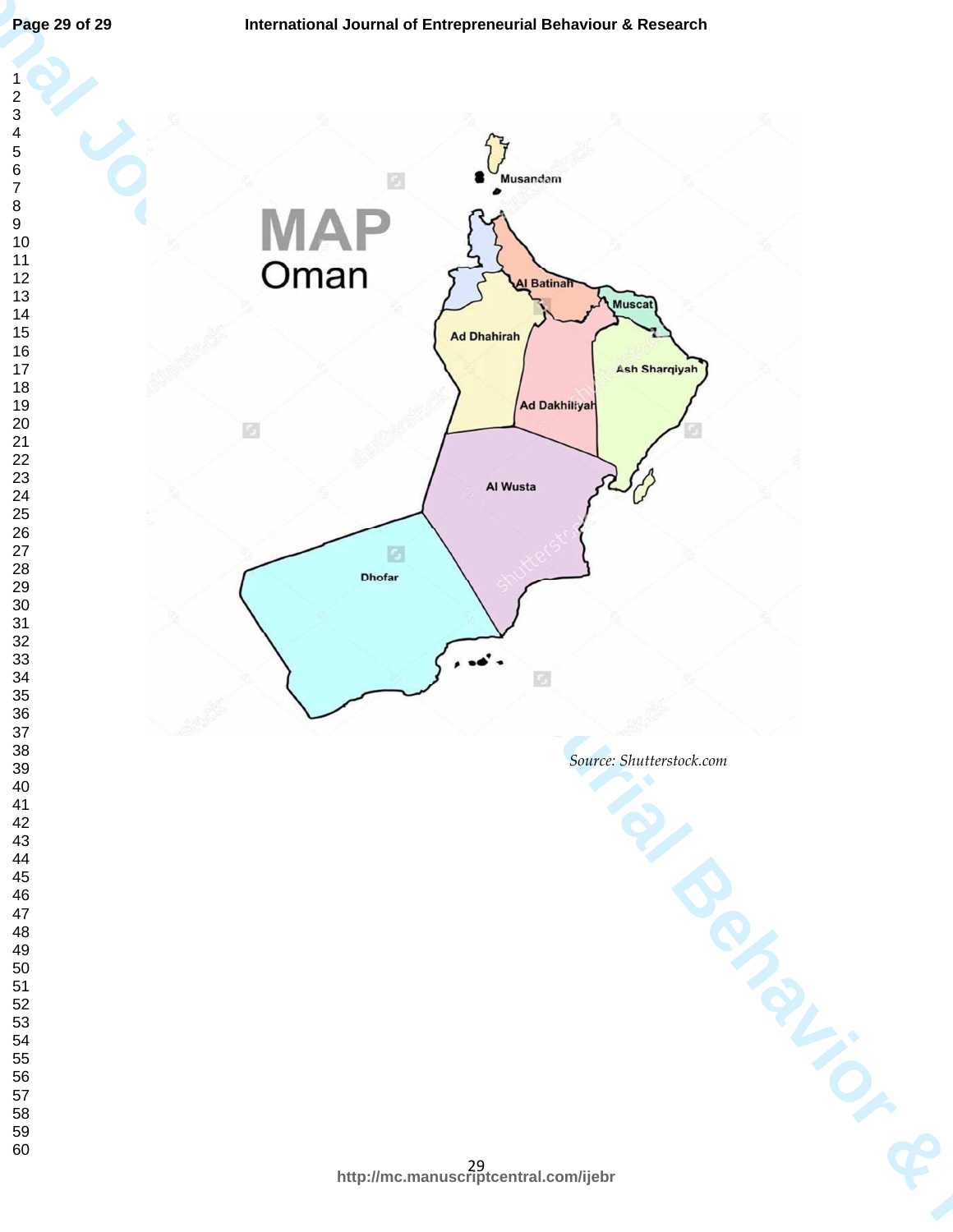MAP
Oman

Musandam
Al Batinah
Muscat
Ad Dhahirah
Ash Sharqiyah
Ad Dakhiliyah
Al Wusta
Dhofar

*Source: Shutterstock.com*